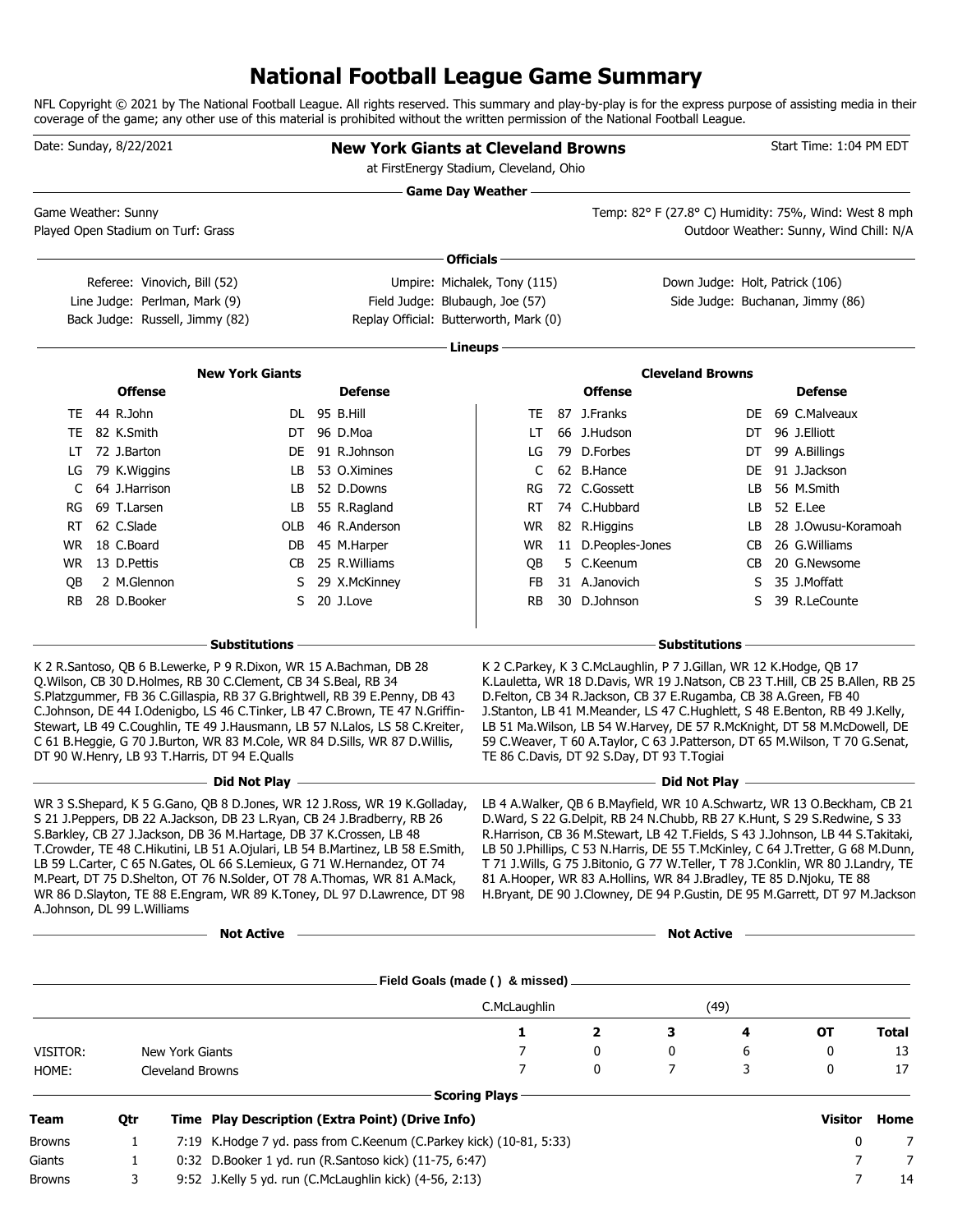# National Football League Game Summary

NFL Copyright © 2021 by The National Football League. All rights reserved. This summary and play-by-play is for the express purpose of assisting media in their coverage of the game; any other use of this material is prohibited without the written permission of the National Football League.

Date: Sunday, 8/22/2021

## New York Giants at Cleveland Browns

at FirstEnergy Stadium, Cleveland, Ohio

Start Time: 1:04 PM EDT

### Game Day Weather

Game Weather: Sunny
Played Open Stadium on Turf: Grass

Temp: 82° F (27.8° C) Humidity: 75%, Wind: West 8 mph
Outdoor Weather: Sunny, Wind Chill: N/A

### Officials

| | | |
|---|---|---|
| Referee: Vinovich, Bill (52) | Umpire: Michalek, Tony (115) | Down Judge: Holt, Patrick (106) |
| Line Judge: Perlman, Mark (9) | Field Judge: Blubaugh, Joe (57) | Side Judge: Buchanan, Jimmy (86) |
| Back Judge: Russell, Jimmy (82) | Replay Official: Butterworth, Mark (0) | |

### Lineups

| New York Giants Offense | | | New York Giants Defense | | | Cleveland Browns Offense | | | Cleveland Browns Defense | | |
|---|---|---|---|---|---|---|---|---|---|---|---|
| TE | 44 | R.John | DL | 95 | B.Hill | TE | 87 | J.Franks | DE | 69 | C.Malveaux |
| TE | 82 | K.Smith | DT | 96 | D.Moa | LT | 66 | J.Hudson | DT | 96 | J.Elliott |
| LT | 72 | J.Barton | DE | 91 | R.Johnson | LG | 79 | D.Forbes | DT | 99 | A.Billings |
| LG | 79 | K.Wiggins | LB | 53 | O.Ximines | C | 62 | B.Hance | DE | 91 | J.Jackson |
| C | 64 | J.Harrison | LB | 52 | D.Downs | RG | 72 | C.Gossett | LB | 56 | M.Smith |
| RG | 69 | T.Larsen | LB | 55 | R.Ragland | RT | 74 | C.Hubbard | LB | 52 | E.Lee |
| RT | 62 | C.Slade | OLB | 46 | R.Anderson | WR | 82 | R.Higgins | LB | 28 | J.Owusu-Koramoah |
| WR | 18 | C.Board | DB | 45 | M.Harper | WR | 11 | D.Peoples-Jones | CB | 26 | G.Williams |
| WR | 13 | D.Pettis | CB | 25 | R.Williams | QB | 5 | C.Keenum | CB | 20 | G.Newsome |
| QB | 2 | M.Glennon | S | 29 | X.McKinney | FB | 31 | A.Janovich | S | 35 | J.Moffatt |
| RB | 28 | D.Booker | S | 20 | J.Love | RB | 30 | D.Johnson | S | 39 | R.LeCounte |

### Substitutions

**New York Giants:** K 2 R.Santoso, QB 6 B.Lewerke, P 9 R.Dixon, WR 15 A.Bachman, DB 28 Q.Wilson, CB 30 D.Holmes, RB 30 C.Clement, CB 34 S.Beal, RB 34 S.Platzgummer, FB 36 C.Gillaspia, RB 37 G.Brightwell, RB 39 E.Penny, DB 43 C.Johnson, DE 44 I.Odenigbo, LS 46 C.Tinker, LB 47 C.Brown, TE 47 N.Griffin-Stewart, LB 49 C.Coughlin, TE 49 J.Hausmann, LB 57 N.Lalos, LS 58 C.Kreiter, C 61 B.Heggie, G 70 J.Burton, WR 83 M.Cole, WR 84 D.Sills, WR 87 D.Willis, DT 90 W.Henry, LB 93 T.Harris, DT 94 E.Qualls

**Cleveland Browns:** K 2 C.Parkey, K 3 C.McLaughlin, P 7 J.Gillan, WR 12 K.Hodge, QB 17 K.Lauletta, WR 18 D.Davis, WR 19 J.Natson, CB 23 T.Hill, CB 25 B.Allen, RB 25 D.Felton, CB 34 R.Jackson, CB 37 E.Rugamba, CB 38 A.Green, FB 40 J.Stanton, LB 41 M.Meander, LS 47 C.Hughlett, S 48 E.Benton, RB 49 J.Kelly, LB 51 Ma.Wilson, LB 54 W.Harvey, DE 57 R.McKnight, DT 58 M.McDowell, DE 59 C.Weaver, T 60 A.Taylor, C 63 J.Patterson, DT 65 M.Wilson, T 70 G.Senat, TE 86 C.Davis, DT 92 S.Day, DT 93 T.Togiai

### Did Not Play

**New York Giants:** WR 3 S.Shepard, K 5 G.Gano, QB 8 D.Jones, WR 12 J.Ross, WR 19 K.Golladay, S 21 J.Peppers, DB 22 A.Jackson, DB 23 L.Ryan, CB 24 J.Bradberry, RB 26 S.Barkley, CB 27 J.Jackson, DB 36 M.Hartage, DB 37 K.Crossen, LB 48 T.Crowder, TE 48 C.Hikutini, LB 51 A.Ojulari, LB 54 B.Martinez, LB 58 E.Smith, LB 59 L.Carter, C 65 N.Gates, OL 66 S.Lemieux, G 71 W.Hernandez, OT 74 M.Peart, DT 75 D.Shelton, OT 76 N.Solder, OT 78 A.Thomas, WR 81 A.Mack, WR 86 D.Slayton, TE 88 E.Engram, WR 89 K.Toney, DL 97 D.Lawrence, DT 98 A.Johnson, DL 99 L.Williams

**Cleveland Browns:** LB 4 A.Walker, QB 6 B.Mayfield, WR 10 A.Schwartz, WR 13 O.Beckham, CB 21 D.Ward, S 22 G.Delpit, RB 24 N.Chubb, RB 27 K.Hunt, S 29 S.Redwine, S 33 R.Harrison, CB 36 M.Stewart, LB 42 T.Fields, S 43 J.Johnson, LB 44 S.Takitaki, LB 50 J.Phillips, C 53 N.Harris, DE 55 T.McKinley, C 64 J.Tretter, G 68 M.Dunn, T 71 J.Wills, G 75 J.Bitonio, G 77 W.Teller, T 78 J.Conklin, WR 80 J.Landry, TE 81 A.Hooper, WR 83 A.Hollins, WR 84 J.Bradley, TE 85 D.Njoku, TE 88 H.Bryant, DE 90 J.Clowney, DE 94 P.Gustin, DE 95 M.Garrett, DT 97 M.Jackson

### Not Active

### Field Goals (made ( ) & missed)

C.McLaughlin (49)

| | | 1 | 2 | 3 | 4 | OT | Total |
|---|---|---|---|---|---|---|---|
| VISITOR: | New York Giants | 7 | 0 | 0 | 6 | 0 | 13 |
| HOME: | Cleveland Browns | 7 | 0 | 7 | 3 | 0 | 17 |

### Scoring Plays

| Team | Qtr | Time | Play Description (Extra Point) (Drive Info) | Visitor | Home |
|---|---|---|---|---|---|
| Browns | 1 | 7:19 | K.Hodge 7 yd. pass from C.Keenum (C.Parkey kick) (10-81, 5:33) | 0 | 7 |
| Giants | 1 | 0:32 | D.Booker 1 yd. run (R.Santoso kick) (11-75, 6:47) | 7 | 7 |
| Browns | 3 | 9:52 | J.Kelly 5 yd. run (C.McLaughlin kick) (4-56, 2:13) | 7 | 14 |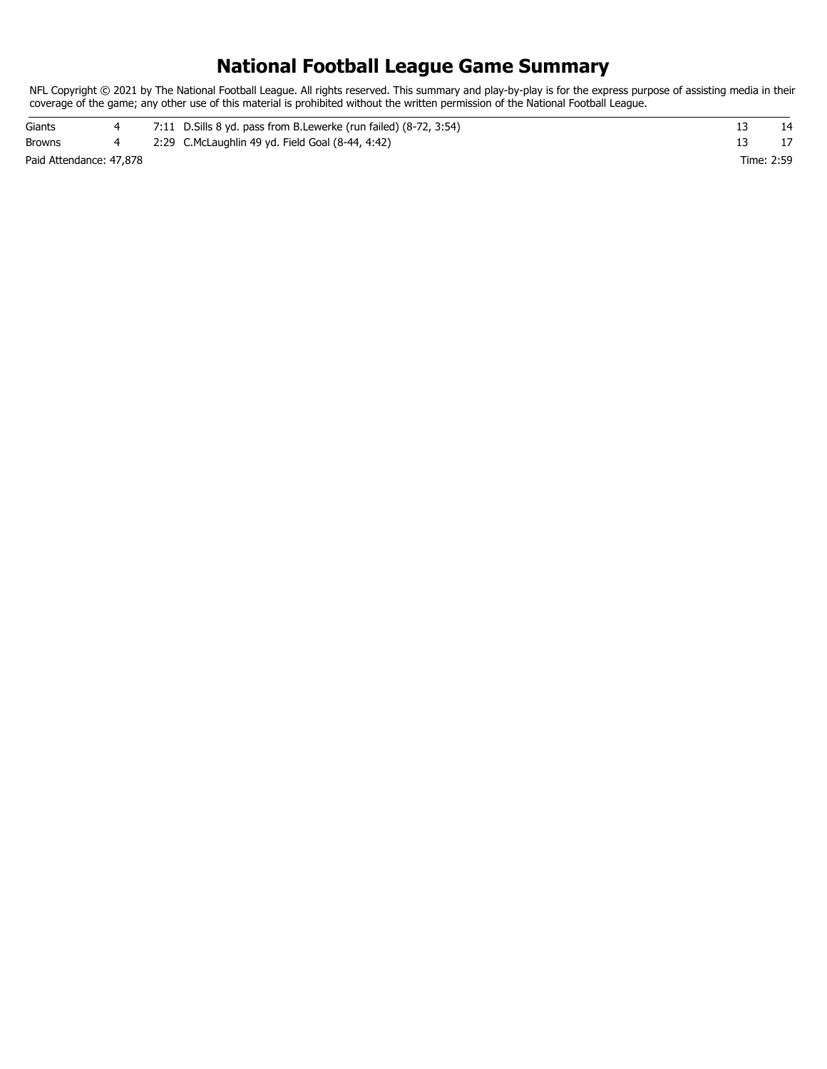# National Football League Game Summary

NFL Copyright © 2021 by The National Football League. All rights reserved. This summary and play-by-play is for the express purpose of assisting media in their coverage of the game; any other use of this material is prohibited without the written permission of the National Football League.

| | | | | |
|---|---|---|---|---|
| Giants | 4 | 7:11 D.Sills 8 yd. pass from B.Lewerke (run failed) (8-72, 3:54) | 13 | 14 |
| Browns | 4 | 2:29 C.McLaughlin 49 yd. Field Goal (8-44, 4:42) | 13 | 17 |

Paid Attendance: 47,878

Time: 2:59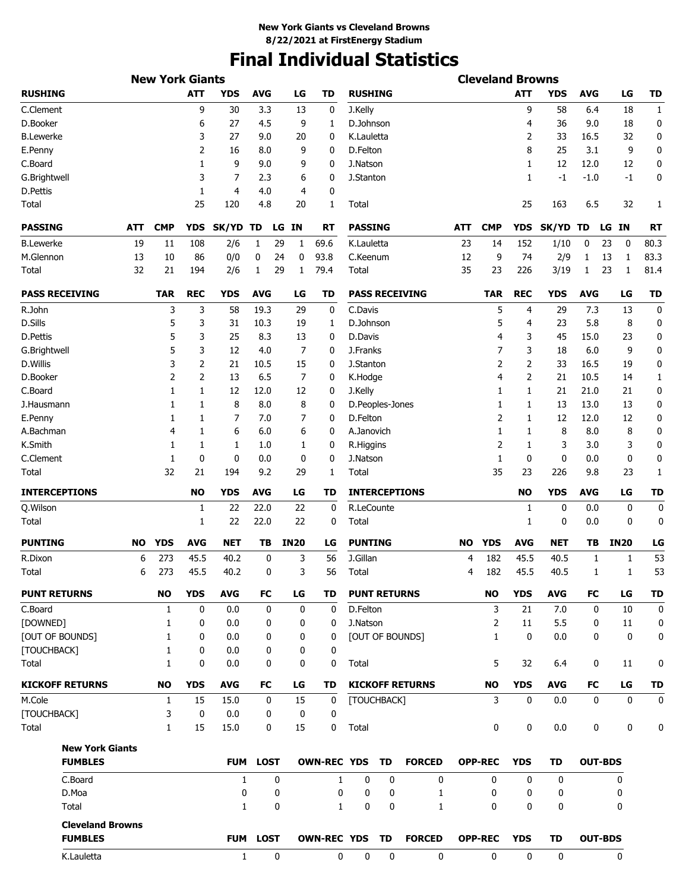**New York Giants vs Cleveland Browns**
**8/22/2021 at FirstEnergy Stadium**

# Final Individual Statistics

## New York Giants

| RUSHING | ATT | YDS | AVG | LG | TD |
|---|---|---|---|---|---|
| C.Clement | 9 | 30 | 3.3 | 13 | 0 |
| D.Booker | 6 | 27 | 4.5 | 9 | 1 |
| B.Lewerke | 3 | 27 | 9.0 | 20 | 0 |
| E.Penny | 2 | 16 | 8.0 | 9 | 0 |
| C.Board | 1 | 9 | 9.0 | 9 | 0 |
| G.Brightwell | 3 | 7 | 2.3 | 6 | 0 |
| D.Pettis | 1 | 4 | 4.0 | 4 | 0 |
| Total | 25 | 120 | 4.8 | 20 | 1 |

| PASSING | ATT | CMP | YDS | SK/YD | TD | LG | IN | RT |
|---|---|---|---|---|---|---|---|---|
| B.Lewerke | 19 | 11 | 108 | 2/6 | 1 | 29 | 1 | 69.6 |
| M.Glennon | 13 | 10 | 86 | 0/0 | 0 | 24 | 0 | 93.8 |
| Total | 32 | 21 | 194 | 2/6 | 1 | 29 | 1 | 79.4 |

| PASS RECEIVING | TAR | REC | YDS | AVG | LG | TD |
|---|---|---|---|---|---|---|
| R.John | 3 | 3 | 58 | 19.3 | 29 | 0 |
| D.Sills | 5 | 3 | 31 | 10.3 | 19 | 1 |
| D.Pettis | 5 | 3 | 25 | 8.3 | 13 | 0 |
| G.Brightwell | 5 | 3 | 12 | 4.0 | 7 | 0 |
| D.Willis | 3 | 2 | 21 | 10.5 | 15 | 0 |
| D.Booker | 2 | 2 | 13 | 6.5 | 7 | 0 |
| C.Board | 1 | 1 | 12 | 12.0 | 12 | 0 |
| J.Hausmann | 1 | 1 | 8 | 8.0 | 8 | 0 |
| E.Penny | 1 | 1 | 7 | 7.0 | 7 | 0 |
| A.Bachman | 4 | 1 | 6 | 6.0 | 6 | 0 |
| K.Smith | 1 | 1 | 1 | 1.0 | 1 | 0 |
| C.Clement | 1 | 0 | 0 | 0.0 | 0 | 0 |
| Total | 32 | 21 | 194 | 9.2 | 29 | 1 |

| INTERCEPTIONS | NO | YDS | AVG | LG | TD |
|---|---|---|---|---|---|
| Q.Wilson | 1 | 22 | 22.0 | 22 | 0 |
| Total | 1 | 22 | 22.0 | 22 | 0 |

| PUNTING | NO | YDS | AVG | NET | TB | IN20 | LG |
|---|---|---|---|---|---|---|---|
| R.Dixon | 6 | 273 | 45.5 | 40.2 | 0 | 3 | 56 |
| Total | 6 | 273 | 45.5 | 40.2 | 0 | 3 | 56 |

| PUNT RETURNS | NO | YDS | AVG | FC | LG | TD |
|---|---|---|---|---|---|---|
| C.Board | 1 | 0 | 0.0 | 0 | 0 | 0 |
| [DOWNED] | 1 | 0 | 0.0 | 0 | 0 | 0 |
| [OUT OF BOUNDS] | 1 | 0 | 0.0 | 0 | 0 | 0 |
| [TOUCHBACK] | 1 | 0 | 0.0 | 0 | 0 | 0 |
| Total | 1 | 0 | 0.0 | 0 | 0 | 0 |

| KICKOFF RETURNS | NO | YDS | AVG | FC | LG | TD |
|---|---|---|---|---|---|---|
| M.Cole | 1 | 15 | 15.0 | 0 | 15 | 0 |
| [TOUCHBACK] | 3 | 0 | 0.0 | 0 | 0 | 0 |
| Total | 1 | 15 | 15.0 | 0 | 15 | 0 |

## Cleveland Browns

| RUSHING | ATT | YDS | AVG | LG | TD |
|---|---|---|---|---|---|
| J.Kelly | 9 | 58 | 6.4 | 18 | 1 |
| D.Johnson | 4 | 36 | 9.0 | 18 | 0 |
| K.Lauletta | 2 | 33 | 16.5 | 32 | 0 |
| D.Felton | 8 | 25 | 3.1 | 9 | 0 |
| J.Natson | 1 | 12 | 12.0 | 12 | 0 |
| J.Stanton | 1 | -1 | -1.0 | -1 | 0 |
| Total | 25 | 163 | 6.5 | 32 | 1 |

| PASSING | ATT | CMP | YDS | SK/YD | TD | LG | IN | RT |
|---|---|---|---|---|---|---|---|---|
| K.Lauletta | 23 | 14 | 152 | 1/10 | 0 | 23 | 0 | 80.3 |
| C.Keenum | 12 | 9 | 74 | 2/9 | 1 | 13 | 1 | 83.3 |
| Total | 35 | 23 | 226 | 3/19 | 1 | 23 | 1 | 81.4 |

| PASS RECEIVING | TAR | REC | YDS | AVG | LG | TD |
|---|---|---|---|---|---|---|
| C.Davis | 5 | 4 | 29 | 7.3 | 13 | 0 |
| D.Johnson | 5 | 4 | 23 | 5.8 | 8 | 0 |
| D.Davis | 4 | 3 | 45 | 15.0 | 23 | 0 |
| J.Franks | 7 | 3 | 18 | 6.0 | 9 | 0 |
| J.Stanton | 2 | 2 | 33 | 16.5 | 19 | 0 |
| K.Hodge | 4 | 2 | 21 | 10.5 | 14 | 1 |
| J.Kelly | 1 | 1 | 21 | 21.0 | 21 | 0 |
| D.Peoples-Jones | 1 | 1 | 13 | 13.0 | 13 | 0 |
| D.Felton | 2 | 1 | 12 | 12.0 | 12 | 0 |
| A.Janovich | 1 | 1 | 8 | 8.0 | 8 | 0 |
| R.Higgins | 2 | 1 | 3 | 3.0 | 3 | 0 |
| J.Natson | 1 | 0 | 0 | 0.0 | 0 | 0 |
| Total | 35 | 23 | 226 | 9.8 | 23 | 1 |

| INTERCEPTIONS | NO | YDS | AVG | LG | TD |
|---|---|---|---|---|---|
| R.LeCounte | 1 | 0 | 0.0 | 0 | 0 |
| Total | 1 | 0 | 0.0 | 0 | 0 |

| PUNTING | NO | YDS | AVG | NET | TB | IN20 | LG |
|---|---|---|---|---|---|---|---|
| J.Gillan | 4 | 182 | 45.5 | 40.5 | 1 | 1 | 53 |
| Total | 4 | 182 | 45.5 | 40.5 | 1 | 1 | 53 |

| PUNT RETURNS | NO | YDS | AVG | FC | LG | TD |
|---|---|---|---|---|---|---|
| D.Felton | 3 | 21 | 7.0 | 0 | 10 | 0 |
| J.Natson | 2 | 11 | 5.5 | 0 | 11 | 0 |
| [OUT OF BOUNDS] | 1 | 0 | 0.0 | 0 | 0 | 0 |
| Total | 5 | 32 | 6.4 | 0 | 11 | 0 |

| KICKOFF RETURNS | NO | YDS | AVG | FC | LG | TD |
|---|---|---|---|---|---|---|
| [TOUCHBACK] | 3 | 0 | 0.0 | 0 | 0 | 0 |
| Total | 0 | 0 | 0.0 | 0 | 0 | 0 |

## New York Giants Fumbles

| FUMBLES | FUM | LOST | OWN-REC | YDS | TD | FORCED | OPP-REC | YDS | TD | OUT-BDS |
|---|---|---|---|---|---|---|---|---|---|---|
| C.Board | 1 | 0 | 1 | 0 | 0 | 0 | 0 | 0 | 0 | 0 |
| D.Moa | 0 | 0 | 0 | 0 | 0 | 1 | 0 | 0 | 0 | 0 |
| Total | 1 | 0 | 1 | 0 | 0 | 1 | 0 | 0 | 0 | 0 |

## Cleveland Browns Fumbles

| FUMBLES | FUM | LOST | OWN-REC | YDS | TD | FORCED | OPP-REC | YDS | TD | OUT-BDS |
|---|---|---|---|---|---|---|---|---|---|---|
| K.Lauletta | 1 | 0 | 0 | 0 | 0 | 0 | 0 | 0 | 0 | 0 |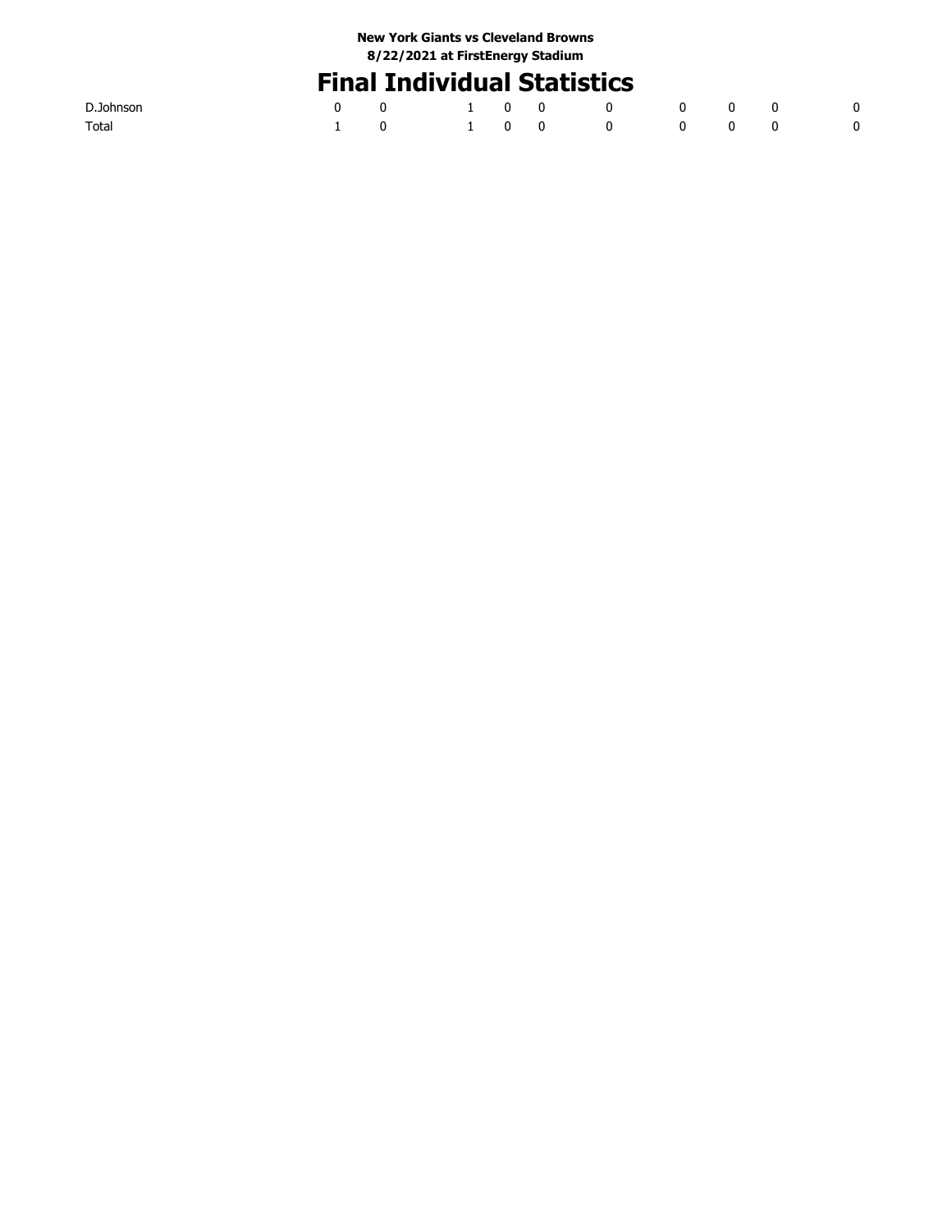New York Giants vs Cleveland Browns
8/22/2021 at FirstEnergy Stadium

# Final Individual Statistics

| | | | | | | | | | | |
|---|---|---|---|---|---|---|---|---|---|---|
| D.Johnson | 0 | 0 | 1 | 0 | 0 | 0 | 0 | 0 | 0 | 0 |
| Total | 1 | 0 | 1 | 0 | 0 | 0 | 0 | 0 | 0 | 0 |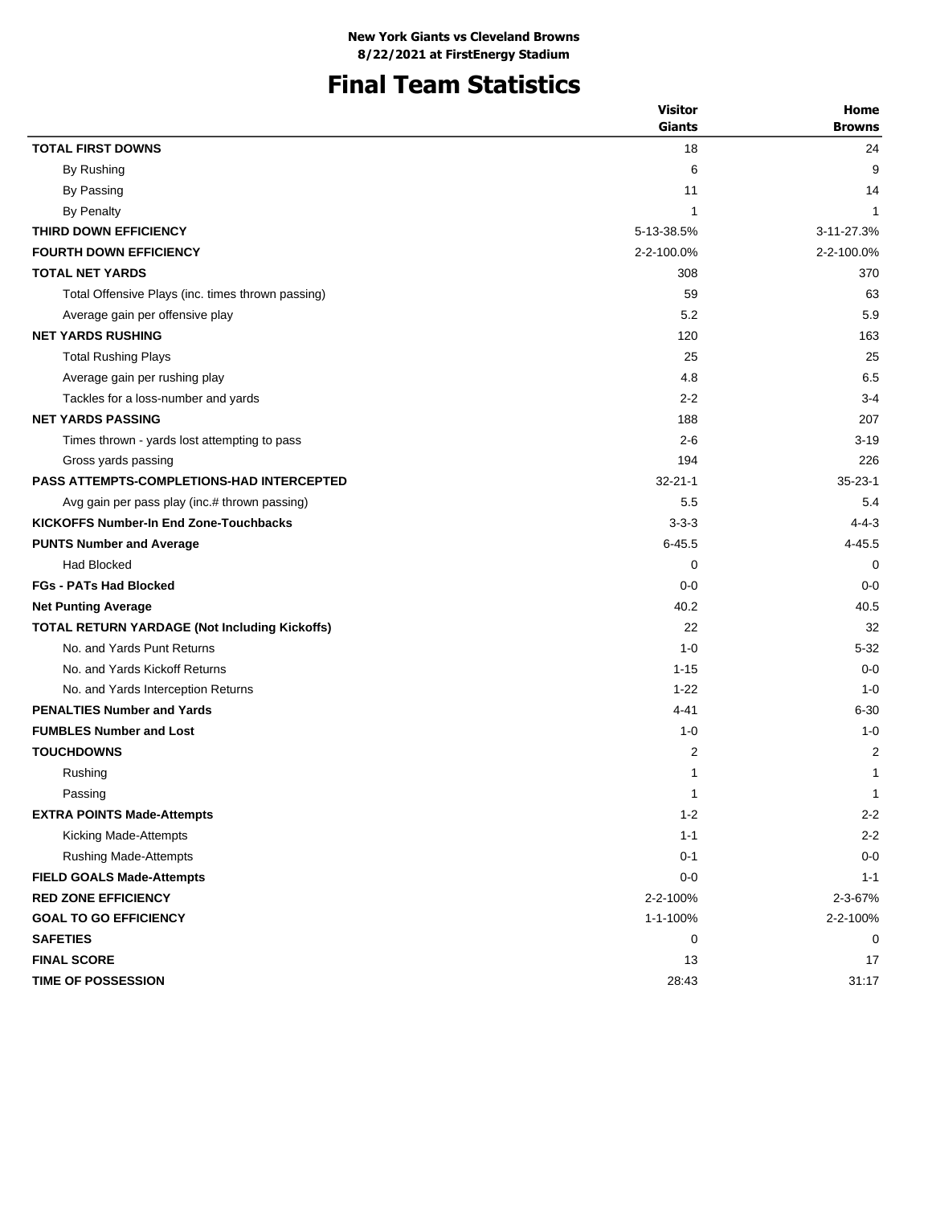**New York Giants vs Cleveland Browns**
**8/22/2021 at FirstEnergy Stadium**

# Final Team Statistics

| | Visitor Giants | Home Browns |
|---|---|---|
| **TOTAL FIRST DOWNS** | 18 | 24 |
| By Rushing | 6 | 9 |
| By Passing | 11 | 14 |
| By Penalty | 1 | 1 |
| **THIRD DOWN EFFICIENCY** | 5-13-38.5% | 3-11-27.3% |
| **FOURTH DOWN EFFICIENCY** | 2-2-100.0% | 2-2-100.0% |
| **TOTAL NET YARDS** | 308 | 370 |
| Total Offensive Plays (inc. times thrown passing) | 59 | 63 |
| Average gain per offensive play | 5.2 | 5.9 |
| **NET YARDS RUSHING** | 120 | 163 |
| Total Rushing Plays | 25 | 25 |
| Average gain per rushing play | 4.8 | 6.5 |
| Tackles for a loss-number and yards | 2-2 | 3-4 |
| **NET YARDS PASSING** | 188 | 207 |
| Times thrown - yards lost attempting to pass | 2-6 | 3-19 |
| Gross yards passing | 194 | 226 |
| **PASS ATTEMPTS-COMPLETIONS-HAD INTERCEPTED** | 32-21-1 | 35-23-1 |
| Avg gain per pass play (inc.# thrown passing) | 5.5 | 5.4 |
| **KICKOFFS Number-In End Zone-Touchbacks** | 3-3-3 | 4-4-3 |
| **PUNTS Number and Average** | 6-45.5 | 4-45.5 |
| Had Blocked | 0 | 0 |
| **FGs - PATs Had Blocked** | 0-0 | 0-0 |
| **Net Punting Average** | 40.2 | 40.5 |
| **TOTAL RETURN YARDAGE (Not Including Kickoffs)** | 22 | 32 |
| No. and Yards Punt Returns | 1-0 | 5-32 |
| No. and Yards Kickoff Returns | 1-15 | 0-0 |
| No. and Yards Interception Returns | 1-22 | 1-0 |
| **PENALTIES Number and Yards** | 4-41 | 6-30 |
| **FUMBLES Number and Lost** | 1-0 | 1-0 |
| **TOUCHDOWNS** | 2 | 2 |
| Rushing | 1 | 1 |
| Passing | 1 | 1 |
| **EXTRA POINTS Made-Attempts** | 1-2 | 2-2 |
| Kicking Made-Attempts | 1-1 | 2-2 |
| Rushing Made-Attempts | 0-1 | 0-0 |
| **FIELD GOALS Made-Attempts** | 0-0 | 1-1 |
| **RED ZONE EFFICIENCY** | 2-2-100% | 2-3-67% |
| **GOAL TO GO EFFICIENCY** | 1-1-100% | 2-2-100% |
| **SAFETIES** | 0 | 0 |
| **FINAL SCORE** | 13 | 17 |
| **TIME OF POSSESSION** | 28:43 | 31:17 |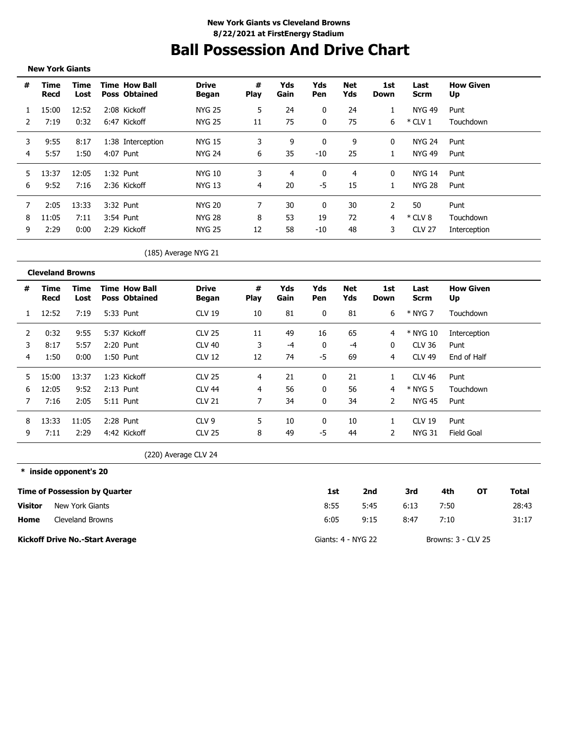**New York Giants vs Cleveland Browns**
**8/22/2021 at FirstEnergy Stadium**

# Ball Possession And Drive Chart

**New York Giants**

| # | Time Recd | Time Lost | Time Poss | How Ball Obtained | Drive Began | # Play | Yds Gain | Yds Pen | Net Yds | 1st Down | Last Scrm | How Given Up |
|---|---|---|---|---|---|---|---|---|---|---|---|---|
| 1 | 15:00 | 12:52 | 2:08 | Kickoff | NYG 25 | 5 | 24 | 0 | 24 | 1 | NYG 49 | Punt |
| 2 | 7:19 | 0:32 | 6:47 | Kickoff | NYG 25 | 11 | 75 | 0 | 75 | 6 | * CLV 1 | Touchdown |
| 3 | 9:55 | 8:17 | 1:38 | Interception | NYG 15 | 3 | 9 | 0 | 9 | 0 | NYG 24 | Punt |
| 4 | 5:57 | 1:50 | 4:07 | Punt | NYG 24 | 6 | 35 | -10 | 25 | 1 | NYG 49 | Punt |
| 5 | 13:37 | 12:05 | 1:32 | Punt | NYG 10 | 3 | 4 | 0 | 4 | 0 | NYG 14 | Punt |
| 6 | 9:52 | 7:16 | 2:36 | Kickoff | NYG 13 | 4 | 20 | -5 | 15 | 1 | NYG 28 | Punt |
| 7 | 2:05 | 13:33 | 3:32 | Punt | NYG 20 | 7 | 30 | 0 | 30 | 2 | 50 | Punt |
| 8 | 11:05 | 7:11 | 3:54 | Punt | NYG 28 | 8 | 53 | 19 | 72 | 4 | * CLV 8 | Touchdown |
| 9 | 2:29 | 0:00 | 2:29 | Kickoff | NYG 25 | 12 | 58 | -10 | 48 | 3 | CLV 27 | Interception |

(185) Average NYG 21

**Cleveland Browns**

| # | Time Recd | Time Lost | Time Poss | How Ball Obtained | Drive Began | # Play | Yds Gain | Yds Pen | Net Yds | 1st Down | Last Scrm | How Given Up |
|---|---|---|---|---|---|---|---|---|---|---|---|---|
| 1 | 12:52 | 7:19 | 5:33 | Punt | CLV 19 | 10 | 81 | 0 | 81 | 6 | * NYG 7 | Touchdown |
| 2 | 0:32 | 9:55 | 5:37 | Kickoff | CLV 25 | 11 | 49 | 16 | 65 | 4 | * NYG 10 | Interception |
| 3 | 8:17 | 5:57 | 2:20 | Punt | CLV 40 | 3 | -4 | 0 | -4 | 0 | CLV 36 | Punt |
| 4 | 1:50 | 0:00 | 1:50 | Punt | CLV 12 | 12 | 74 | -5 | 69 | 4 | CLV 49 | End of Half |
| 5 | 15:00 | 13:37 | 1:23 | Kickoff | CLV 25 | 4 | 21 | 0 | 21 | 1 | CLV 46 | Punt |
| 6 | 12:05 | 9:52 | 2:13 | Punt | CLV 44 | 4 | 56 | 0 | 56 | 4 | * NYG 5 | Touchdown |
| 7 | 7:16 | 2:05 | 5:11 | Punt | CLV 21 | 7 | 34 | 0 | 34 | 2 | NYG 45 | Punt |
| 8 | 13:33 | 11:05 | 2:28 | Punt | CLV 9 | 5 | 10 | 0 | 10 | 1 | CLV 19 | Punt |
| 9 | 7:11 | 2:29 | 4:42 | Kickoff | CLV 25 | 8 | 49 | -5 | 44 | 2 | NYG 31 | Field Goal |

(220) Average CLV 24

**\* inside opponent's 20**

| Time of Possession by Quarter | | 1st | 2nd | 3rd | 4th | OT | Total |
|---|---|---|---|---|---|---|---|
| **Visitor** | New York Giants | 8:55 | 5:45 | 6:13 | 7:50 | | 28:43 |
| **Home** | Cleveland Browns | 6:05 | 9:15 | 8:47 | 7:10 | | 31:17 |

**Kickoff Drive No.-Start Average** Giants: 4 - NYG 22 Browns: 3 - CLV 25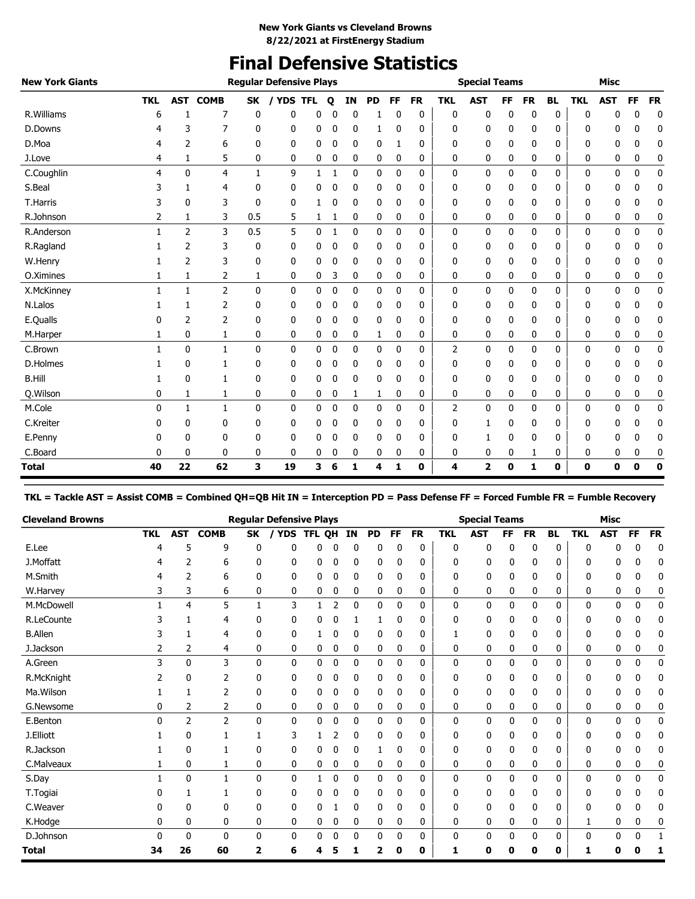**New York Giants vs Cleveland Browns**
**8/22/2021 at FirstEnergy Stadium**

# Final Defensive Statistics

| New York Giants | Regular Defensive Plays | | | | | | | | | | | Special Teams | | | | | Misc | | | |
|---|---|---|---|---|---|---|---|---|---|---|---|---|---|---|---|---|---|---|---|---|
| | TKL | AST | COMB | SK | / YDS | TFL | Q | IN | PD | FF | FR | TKL | AST | FF | FR | BL | TKL | AST | FF | FR |
| R.Williams | 6 | 1 | 7 | 0 | 0 | 0 | 0 | 0 | 1 | 0 | 0 | 0 | 0 | 0 | 0 | 0 | 0 | 0 | 0 | 0 |
| D.Downs | 4 | 3 | 7 | 0 | 0 | 0 | 0 | 0 | 1 | 0 | 0 | 0 | 0 | 0 | 0 | 0 | 0 | 0 | 0 | 0 |
| D.Moa | 4 | 2 | 6 | 0 | 0 | 0 | 0 | 0 | 0 | 1 | 0 | 0 | 0 | 0 | 0 | 0 | 0 | 0 | 0 | 0 |
| J.Love | 4 | 1 | 5 | 0 | 0 | 0 | 0 | 0 | 0 | 0 | 0 | 0 | 0 | 0 | 0 | 0 | 0 | 0 | 0 | 0 |
| C.Coughlin | 4 | 0 | 4 | 1 | 9 | 1 | 1 | 0 | 0 | 0 | 0 | 0 | 0 | 0 | 0 | 0 | 0 | 0 | 0 | 0 |
| S.Beal | 3 | 1 | 4 | 0 | 0 | 0 | 0 | 0 | 0 | 0 | 0 | 0 | 0 | 0 | 0 | 0 | 0 | 0 | 0 | 0 |
| T.Harris | 3 | 0 | 3 | 0 | 0 | 1 | 0 | 0 | 0 | 0 | 0 | 0 | 0 | 0 | 0 | 0 | 0 | 0 | 0 | 0 |
| R.Johnson | 2 | 1 | 3 | 0.5 | 5 | 1 | 1 | 0 | 0 | 0 | 0 | 0 | 0 | 0 | 0 | 0 | 0 | 0 | 0 | 0 |
| R.Anderson | 1 | 2 | 3 | 0.5 | 5 | 0 | 1 | 0 | 0 | 0 | 0 | 0 | 0 | 0 | 0 | 0 | 0 | 0 | 0 | 0 |
| R.Ragland | 1 | 2 | 3 | 0 | 0 | 0 | 0 | 0 | 0 | 0 | 0 | 0 | 0 | 0 | 0 | 0 | 0 | 0 | 0 | 0 |
| W.Henry | 1 | 2 | 3 | 0 | 0 | 0 | 0 | 0 | 0 | 0 | 0 | 0 | 0 | 0 | 0 | 0 | 0 | 0 | 0 | 0 |
| O.Ximines | 1 | 1 | 2 | 1 | 0 | 0 | 3 | 0 | 0 | 0 | 0 | 0 | 0 | 0 | 0 | 0 | 0 | 0 | 0 | 0 |
| X.McKinney | 1 | 1 | 2 | 0 | 0 | 0 | 0 | 0 | 0 | 0 | 0 | 0 | 0 | 0 | 0 | 0 | 0 | 0 | 0 | 0 |
| N.Lalos | 1 | 1 | 2 | 0 | 0 | 0 | 0 | 0 | 0 | 0 | 0 | 0 | 0 | 0 | 0 | 0 | 0 | 0 | 0 | 0 |
| E.Qualls | 0 | 2 | 2 | 0 | 0 | 0 | 0 | 0 | 0 | 0 | 0 | 0 | 0 | 0 | 0 | 0 | 0 | 0 | 0 | 0 |
| M.Harper | 1 | 0 | 1 | 0 | 0 | 0 | 0 | 0 | 1 | 0 | 0 | 0 | 0 | 0 | 0 | 0 | 0 | 0 | 0 | 0 |
| C.Brown | 1 | 0 | 1 | 0 | 0 | 0 | 0 | 0 | 0 | 0 | 0 | 2 | 0 | 0 | 0 | 0 | 0 | 0 | 0 | 0 |
| D.Holmes | 1 | 0 | 1 | 0 | 0 | 0 | 0 | 0 | 0 | 0 | 0 | 0 | 0 | 0 | 0 | 0 | 0 | 0 | 0 | 0 |
| B.Hill | 1 | 0 | 1 | 0 | 0 | 0 | 0 | 0 | 0 | 0 | 0 | 0 | 0 | 0 | 0 | 0 | 0 | 0 | 0 | 0 |
| Q.Wilson | 0 | 1 | 1 | 0 | 0 | 0 | 0 | 1 | 1 | 0 | 0 | 0 | 0 | 0 | 0 | 0 | 0 | 0 | 0 | 0 |
| M.Cole | 0 | 1 | 1 | 0 | 0 | 0 | 0 | 0 | 0 | 0 | 0 | 2 | 0 | 0 | 0 | 0 | 0 | 0 | 0 | 0 |
| C.Kreiter | 0 | 0 | 0 | 0 | 0 | 0 | 0 | 0 | 0 | 0 | 0 | 0 | 1 | 0 | 0 | 0 | 0 | 0 | 0 | 0 |
| E.Penny | 0 | 0 | 0 | 0 | 0 | 0 | 0 | 0 | 0 | 0 | 0 | 0 | 1 | 0 | 0 | 0 | 0 | 0 | 0 | 0 |
| C.Board | 0 | 0 | 0 | 0 | 0 | 0 | 0 | 0 | 0 | 0 | 0 | 0 | 0 | 0 | 1 | 0 | 0 | 0 | 0 | 0 |
| **Total** | **40** | **22** | **62** | **3** | **19** | **3** | **6** | **1** | **4** | **1** | **0** | **4** | **2** | **0** | **1** | **0** | **0** | **0** | **0** | **0** |

**TKL = Tackle AST = Assist COMB = Combined QH=QB Hit IN = Interception PD = Pass Defense FF = Forced Fumble FR = Fumble Recovery**

| Cleveland Browns | Regular Defensive Plays | | | | | | | | | | | Special Teams | | | | | Misc | | | |
|---|---|---|---|---|---|---|---|---|---|---|---|---|---|---|---|---|---|---|---|---|
| | TKL | AST | COMB | SK | / YDS | TFL | QH | IN | PD | FF | FR | TKL | AST | FF | FR | BL | TKL | AST | FF | FR |
| E.Lee | 4 | 5 | 9 | 0 | 0 | 0 | 0 | 0 | 0 | 0 | 0 | 0 | 0 | 0 | 0 | 0 | 0 | 0 | 0 | 0 |
| J.Moffatt | 4 | 2 | 6 | 0 | 0 | 0 | 0 | 0 | 0 | 0 | 0 | 0 | 0 | 0 | 0 | 0 | 0 | 0 | 0 | 0 |
| M.Smith | 4 | 2 | 6 | 0 | 0 | 0 | 0 | 0 | 0 | 0 | 0 | 0 | 0 | 0 | 0 | 0 | 0 | 0 | 0 | 0 |
| W.Harvey | 3 | 3 | 6 | 0 | 0 | 0 | 0 | 0 | 0 | 0 | 0 | 0 | 0 | 0 | 0 | 0 | 0 | 0 | 0 | 0 |
| M.McDowell | 1 | 4 | 5 | 1 | 3 | 1 | 2 | 0 | 0 | 0 | 0 | 0 | 0 | 0 | 0 | 0 | 0 | 0 | 0 | 0 |
| R.LeCounte | 3 | 1 | 4 | 0 | 0 | 0 | 0 | 1 | 1 | 0 | 0 | 0 | 0 | 0 | 0 | 0 | 0 | 0 | 0 | 0 |
| B.Allen | 3 | 1 | 4 | 0 | 0 | 1 | 0 | 0 | 0 | 0 | 0 | 1 | 0 | 0 | 0 | 0 | 0 | 0 | 0 | 0 |
| J.Jackson | 2 | 2 | 4 | 0 | 0 | 0 | 0 | 0 | 0 | 0 | 0 | 0 | 0 | 0 | 0 | 0 | 0 | 0 | 0 | 0 |
| A.Green | 3 | 0 | 3 | 0 | 0 | 0 | 0 | 0 | 0 | 0 | 0 | 0 | 0 | 0 | 0 | 0 | 0 | 0 | 0 | 0 |
| R.McKnight | 2 | 0 | 2 | 0 | 0 | 0 | 0 | 0 | 0 | 0 | 0 | 0 | 0 | 0 | 0 | 0 | 0 | 0 | 0 | 0 |
| Ma.Wilson | 1 | 1 | 2 | 0 | 0 | 0 | 0 | 0 | 0 | 0 | 0 | 0 | 0 | 0 | 0 | 0 | 0 | 0 | 0 | 0 |
| G.Newsome | 0 | 2 | 2 | 0 | 0 | 0 | 0 | 0 | 0 | 0 | 0 | 0 | 0 | 0 | 0 | 0 | 0 | 0 | 0 | 0 |
| E.Benton | 0 | 2 | 2 | 0 | 0 | 0 | 0 | 0 | 0 | 0 | 0 | 0 | 0 | 0 | 0 | 0 | 0 | 0 | 0 | 0 |
| J.Elliott | 1 | 0 | 1 | 1 | 3 | 1 | 2 | 0 | 0 | 0 | 0 | 0 | 0 | 0 | 0 | 0 | 0 | 0 | 0 | 0 |
| R.Jackson | 1 | 0 | 1 | 0 | 0 | 0 | 0 | 0 | 1 | 0 | 0 | 0 | 0 | 0 | 0 | 0 | 0 | 0 | 0 | 0 |
| C.Malveaux | 1 | 0 | 1 | 0 | 0 | 0 | 0 | 0 | 0 | 0 | 0 | 0 | 0 | 0 | 0 | 0 | 0 | 0 | 0 | 0 |
| S.Day | 1 | 0 | 1 | 0 | 0 | 1 | 0 | 0 | 0 | 0 | 0 | 0 | 0 | 0 | 0 | 0 | 0 | 0 | 0 | 0 |
| T.Togiai | 0 | 1 | 1 | 0 | 0 | 0 | 0 | 0 | 0 | 0 | 0 | 0 | 0 | 0 | 0 | 0 | 0 | 0 | 0 | 0 |
| C.Weaver | 0 | 0 | 0 | 0 | 0 | 0 | 1 | 0 | 0 | 0 | 0 | 0 | 0 | 0 | 0 | 0 | 0 | 0 | 0 | 0 |
| K.Hodge | 0 | 0 | 0 | 0 | 0 | 0 | 0 | 0 | 0 | 0 | 0 | 0 | 0 | 0 | 0 | 0 | 1 | 0 | 0 | 0 |
| D.Johnson | 0 | 0 | 0 | 0 | 0 | 0 | 0 | 0 | 0 | 0 | 0 | 0 | 0 | 0 | 0 | 0 | 0 | 0 | 0 | 1 |
| **Total** | **34** | **26** | **60** | **2** | **6** | **4** | **5** | **1** | **2** | **0** | **0** | **1** | **0** | **0** | **0** | **0** | **1** | **0** | **0** | **1** |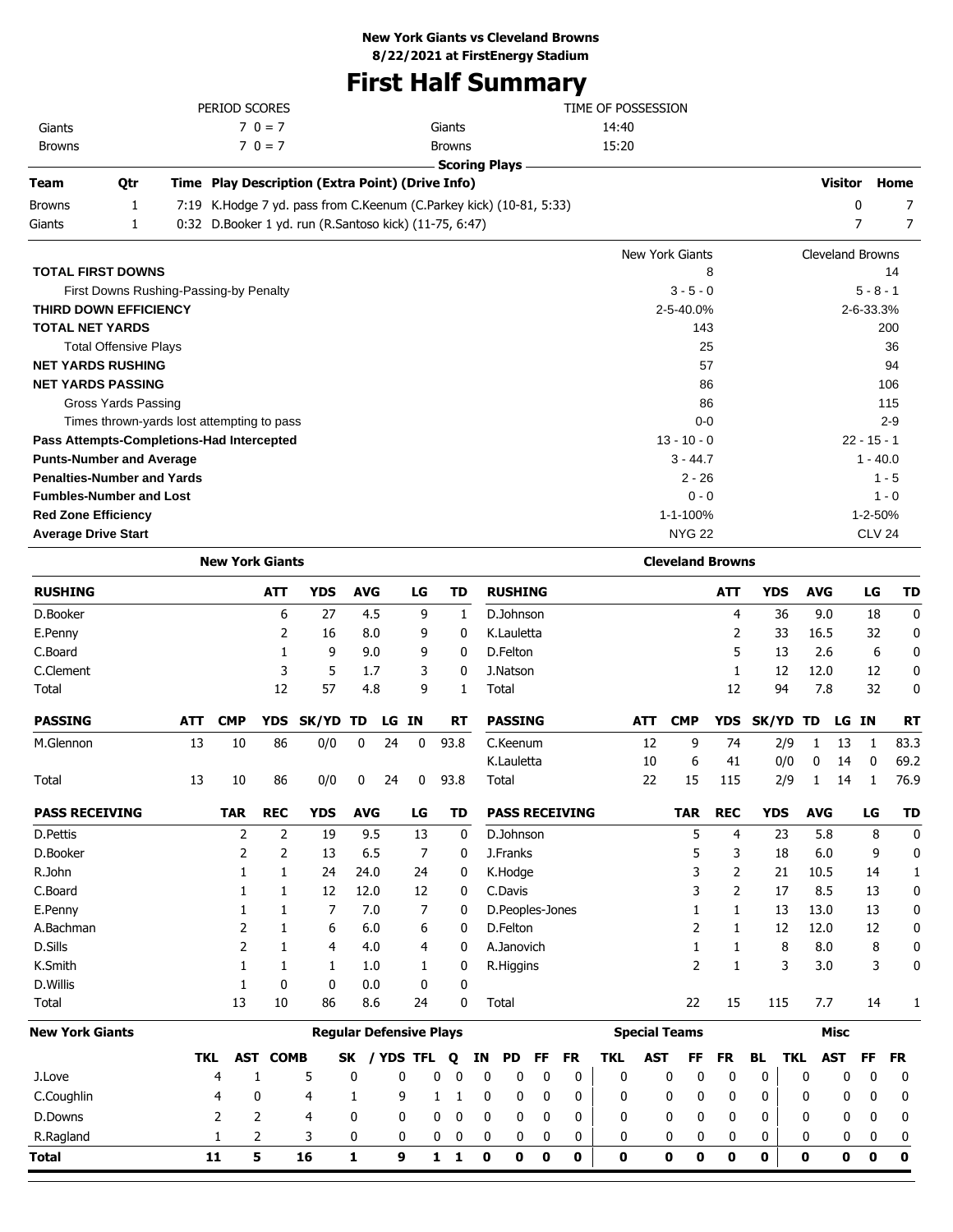**New York Giants vs Cleveland Browns**
**8/22/2021 at FirstEnergy Stadium**

# First Half Summary

| PERIOD SCORES | | TIME OF POSSESSION | |
|---|---|---|---|
| Giants | 7 0 = 7 | Giants | 14:40 |
| Browns | 7 0 = 7 | Browns | 15:20 |

## Scoring Plays

| Team | Qtr | Time | Play Description (Extra Point) (Drive Info) | Visitor | Home |
|---|---|---|---|---|---|
| Browns | 1 | 7:19 | K.Hodge 7 yd. pass from C.Keenum (C.Parkey kick) (10-81, 5:33) | 0 | 7 |
| Giants | 1 | 0:32 | D.Booker 1 yd. run (R.Santoso kick) (11-75, 6:47) | 7 | 7 |

| | New York Giants | Cleveland Browns |
|---|---|---|
| **TOTAL FIRST DOWNS** | 8 | 14 |
| First Downs Rushing-Passing-by Penalty | 3 - 5 - 0 | 5 - 8 - 1 |
| **THIRD DOWN EFFICIENCY** | 2-5-40.0% | 2-6-33.3% |
| **TOTAL NET YARDS** | 143 | 200 |
| Total Offensive Plays | 25 | 36 |
| **NET YARDS RUSHING** | 57 | 94 |
| **NET YARDS PASSING** | 86 | 106 |
| Gross Yards Passing | 86 | 115 |
| Times thrown-yards lost attempting to pass | 0-0 | 2-9 |
| **Pass Attempts-Completions-Had Intercepted** | 13 - 10 - 0 | 22 - 15 - 1 |
| **Punts-Number and Average** | 3 - 44.7 | 1 - 40.0 |
| **Penalties-Number and Yards** | 2 - 26 | 1 - 5 |
| **Fumbles-Number and Lost** | 0 - 0 | 1 - 0 |
| **Red Zone Efficiency** | 1-1-100% | 1-2-50% |
| **Average Drive Start** | NYG 22 | CLV 24 |

## New York Giants

| RUSHING | ATT | YDS | AVG | LG | TD |
|---|---|---|---|---|---|
| D.Booker | 6 | 27 | 4.5 | 9 | 1 |
| E.Penny | 2 | 16 | 8.0 | 9 | 0 |
| C.Board | 1 | 9 | 9.0 | 9 | 0 |
| C.Clement | 3 | 5 | 1.7 | 3 | 0 |
| Total | 12 | 57 | 4.8 | 9 | 1 |

| PASSING | ATT | CMP | YDS | SK/YD | TD | LG | IN | RT |
|---|---|---|---|---|---|---|---|---|
| M.Glennon | 13 | 10 | 86 | 0/0 | 0 | 24 | 0 | 93.8 |
| Total | 13 | 10 | 86 | 0/0 | 0 | 24 | 0 | 93.8 |

| PASS RECEIVING | TAR | REC | YDS | AVG | LG | TD |
|---|---|---|---|---|---|---|
| D.Pettis | 2 | 2 | 19 | 9.5 | 13 | 0 |
| D.Booker | 2 | 2 | 13 | 6.5 | 7 | 0 |
| R.John | 1 | 1 | 24 | 24.0 | 24 | 0 |
| C.Board | 1 | 1 | 12 | 12.0 | 12 | 0 |
| E.Penny | 1 | 1 | 7 | 7.0 | 7 | 0 |
| A.Bachman | 2 | 1 | 6 | 6.0 | 6 | 0 |
| D.Sills | 2 | 1 | 4 | 4.0 | 4 | 0 |
| K.Smith | 1 | 1 | 1 | 1.0 | 1 | 0 |
| D.Willis | 1 | 0 | 0 | 0.0 | 0 | 0 |
| Total | 13 | 10 | 86 | 8.6 | 24 | 0 |

## Cleveland Browns

| RUSHING | ATT | YDS | AVG | LG | TD |
|---|---|---|---|---|---|
| D.Johnson | 4 | 36 | 9.0 | 18 | 0 |
| K.Lauletta | 2 | 33 | 16.5 | 32 | 0 |
| D.Felton | 5 | 13 | 2.6 | 6 | 0 |
| J.Natson | 1 | 12 | 12.0 | 12 | 0 |
| Total | 12 | 94 | 7.8 | 32 | 0 |

| PASSING | ATT | CMP | YDS | SK/YD | TD | LG | IN | RT |
|---|---|---|---|---|---|---|---|---|
| C.Keenum | 12 | 9 | 74 | 2/9 | 1 | 13 | 1 | 83.3 |
| K.Lauletta | 10 | 6 | 41 | 0/0 | 0 | 14 | 0 | 69.2 |
| Total | 22 | 15 | 115 | 2/9 | 1 | 14 | 1 | 76.9 |

| PASS RECEIVING | TAR | REC | YDS | AVG | LG | TD |
|---|---|---|---|---|---|---|
| D.Johnson | 5 | 4 | 23 | 5.8 | 8 | 0 |
| J.Franks | 5 | 3 | 18 | 6.0 | 9 | 0 |
| K.Hodge | 3 | 2 | 21 | 10.5 | 14 | 1 |
| C.Davis | 3 | 2 | 17 | 8.5 | 13 | 0 |
| D.Peoples-Jones | 1 | 1 | 13 | 13.0 | 13 | 0 |
| D.Felton | 2 | 1 | 12 | 12.0 | 12 | 0 |
| A.Janovich | 1 | 1 | 8 | 8.0 | 8 | 0 |
| R.Higgins | 2 | 1 | 3 | 3.0 | 3 | 0 |
| Total | 22 | 15 | 115 | 7.7 | 14 | 1 |

## New York Giants Defense

| | Regular Defensive Plays | | | | | | | | | | | | Special Teams | | | | | Misc | | | |
|---|---|---|---|---|---|---|---|---|---|---|---|---|---|---|---|---|---|---|---|---|---|
| | TKL | AST | COMB | SK | / YDS | TFL | Q | IN | PD | FF | FR | TKL | AST | FF | FR | BL | TKL | AST | FF | FR |
| J.Love | 4 | 1 | 5 | 0 | 0 | 0 | 0 | 0 | 0 | 0 | 0 | 0 | 0 | 0 | 0 | 0 | 0 | 0 | 0 | 0 |
| C.Coughlin | 4 | 0 | 4 | 1 | 9 | 1 | 1 | 0 | 0 | 0 | 0 | 0 | 0 | 0 | 0 | 0 | 0 | 0 | 0 | 0 |
| D.Downs | 2 | 2 | 4 | 0 | 0 | 0 | 0 | 0 | 0 | 0 | 0 | 0 | 0 | 0 | 0 | 0 | 0 | 0 | 0 | 0 |
| R.Ragland | 1 | 2 | 3 | 0 | 0 | 0 | 0 | 0 | 0 | 0 | 0 | 0 | 0 | 0 | 0 | 0 | 0 | 0 | 0 | 0 |
| **Total** | **11** | **5** | **16** | **1** | **9** | **1** | **1** | **0** | **0** | **0** | **0** | **0** | **0** | **0** | **0** | **0** | **0** | **0** | **0** | **0** |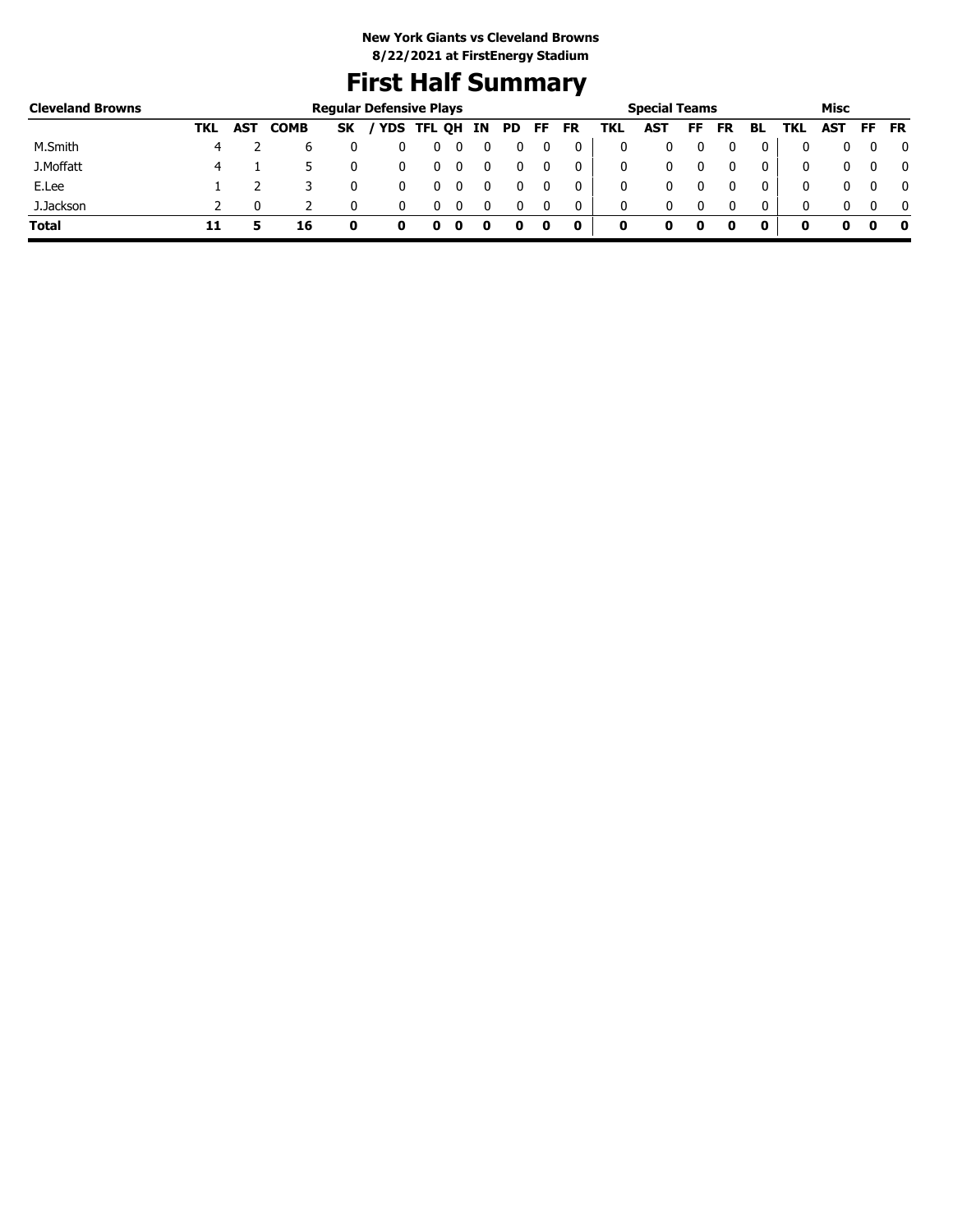**New York Giants vs Cleveland Browns**
**8/22/2021 at FirstEnergy Stadium**

# First Half Summary

| Cleveland Browns | Regular Defensive Plays | | | | | | | | | | | Special Teams | | | | | Misc | | | |
|---|---|---|---|---|---|---|---|---|---|---|---|---|---|---|---|---|---|---|---|---|
| | TKL | AST | COMB | SK | / YDS | TFL | QH | IN | PD | FF | FR | TKL | AST | FF | FR | BL | TKL | AST | FF | FR |
| M.Smith | 4 | 2 | 6 | 0 | 0 | 0 | 0 | 0 | 0 | 0 | 0 | 0 | 0 | 0 | 0 | 0 | 0 | 0 | 0 | 0 |
| J.Moffatt | 4 | 1 | 5 | 0 | 0 | 0 | 0 | 0 | 0 | 0 | 0 | 0 | 0 | 0 | 0 | 0 | 0 | 0 | 0 | 0 |
| E.Lee | 1 | 2 | 3 | 0 | 0 | 0 | 0 | 0 | 0 | 0 | 0 | 0 | 0 | 0 | 0 | 0 | 0 | 0 | 0 | 0 |
| J.Jackson | 2 | 0 | 2 | 0 | 0 | 0 | 0 | 0 | 0 | 0 | 0 | 0 | 0 | 0 | 0 | 0 | 0 | 0 | 0 | 0 |
| **Total** | **11** | **5** | **16** | **0** | **0** | **0** | **0** | **0** | **0** | **0** | **0** | **0** | **0** | **0** | **0** | **0** | **0** | **0** | **0** | **0** |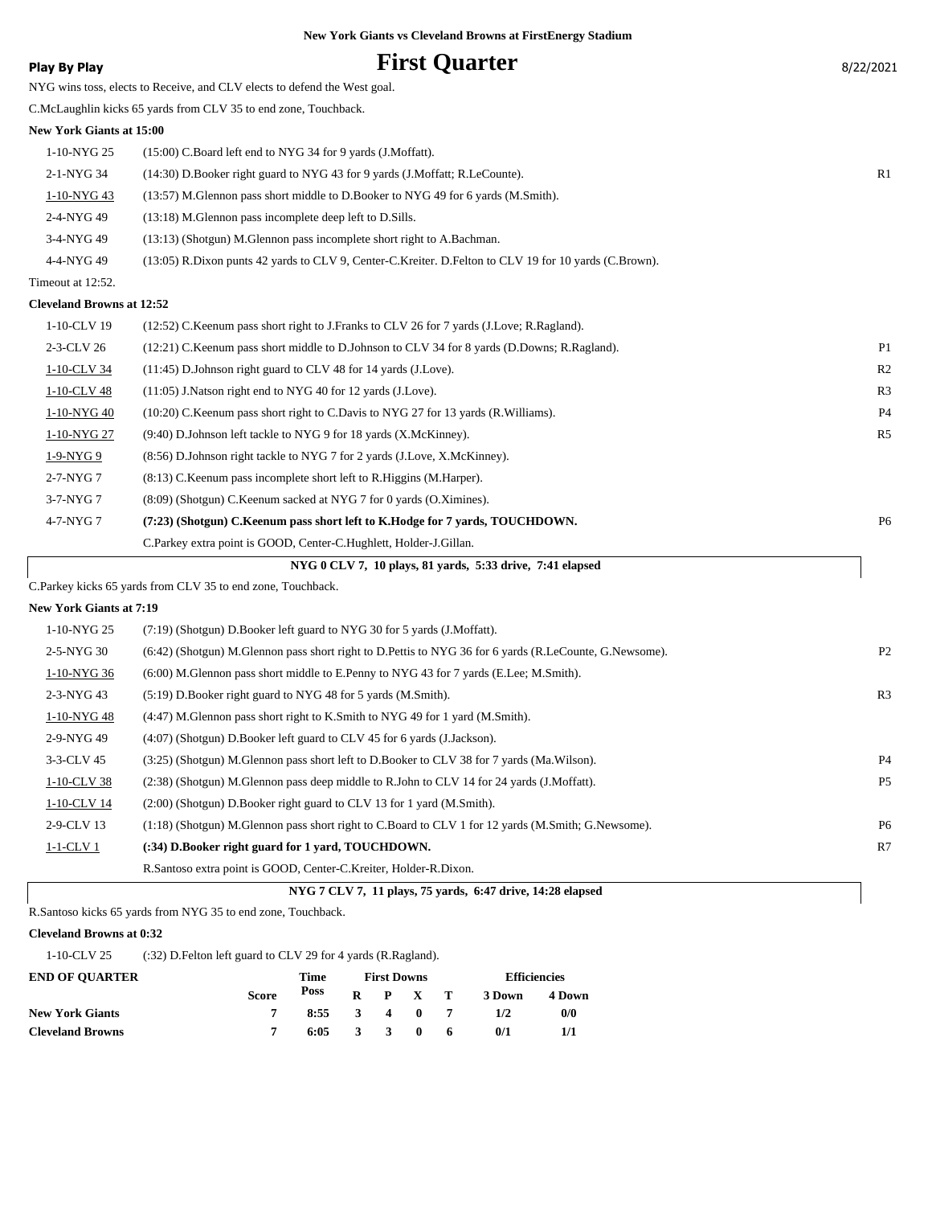New York Giants vs Cleveland Browns at FirstEnergy Stadium

**Play By Play**

# First Quarter

8/22/2021

NYG wins toss, elects to Receive, and CLV elects to defend the West goal.

C.McLaughlin kicks 65 yards from CLV 35 to end zone, Touchback.

**New York Giants at 15:00**

| Down | Play | |
|---|---|---|
| 1-10-NYG 25 | (15:00) C.Board left end to NYG 34 for 9 yards (J.Moffatt). | |
| 2-1-NYG 34 | (14:30) D.Booker right guard to NYG 43 for 9 yards (J.Moffatt; R.LeCounte). | R1 |
| 1-10-NYG 43 | (13:57) M.Glennon pass short middle to D.Booker to NYG 49 for 6 yards (M.Smith). | |
| 2-4-NYG 49 | (13:18) M.Glennon pass incomplete deep left to D.Sills. | |
| 3-4-NYG 49 | (13:13) (Shotgun) M.Glennon pass incomplete short right to A.Bachman. | |
| 4-4-NYG 49 | (13:05) R.Dixon punts 42 yards to CLV 9, Center-C.Kreiter. D.Felton to CLV 19 for 10 yards (C.Brown). | |

Timeout at 12:52.

**Cleveland Browns at 12:52**

| Down | Play | |
|---|---|---|
| 1-10-CLV 19 | (12:52) C.Keenum pass short right to J.Franks to CLV 26 for 7 yards (J.Love; R.Ragland). | |
| 2-3-CLV 26 | (12:21) C.Keenum pass short middle to D.Johnson to CLV 34 for 8 yards (D.Downs; R.Ragland). | P1 |
| 1-10-CLV 34 | (11:45) D.Johnson right guard to CLV 48 for 14 yards (J.Love). | R2 |
| 1-10-CLV 48 | (11:05) J.Natson right end to NYG 40 for 12 yards (J.Love). | R3 |
| 1-10-NYG 40 | (10:20) C.Keenum pass short right to C.Davis to NYG 27 for 13 yards (R.Williams). | P4 |
| 1-10-NYG 27 | (9:40) D.Johnson left tackle to NYG 9 for 18 yards (X.McKinney). | R5 |
| 1-9-NYG 9 | (8:56) D.Johnson right tackle to NYG 7 for 2 yards (J.Love, X.McKinney). | |
| 2-7-NYG 7 | (8:13) C.Keenum pass incomplete short left to R.Higgins (M.Harper). | |
| 3-7-NYG 7 | (8:09) (Shotgun) C.Keenum sacked at NYG 7 for 0 yards (O.Ximines). | |
| 4-7-NYG 7 | **(7:23) (Shotgun) C.Keenum pass short left to K.Hodge for 7 yards, TOUCHDOWN.** | P6 |
| | C.Parkey extra point is GOOD, Center-C.Hughlett, Holder-J.Gillan. | |

**NYG 0 CLV 7, 10 plays, 81 yards, 5:33 drive, 7:41 elapsed**

C.Parkey kicks 65 yards from CLV 35 to end zone, Touchback.

**New York Giants at 7:19**

| Down | Play | |
|---|---|---|
| 1-10-NYG 25 | (7:19) (Shotgun) D.Booker left guard to NYG 30 for 5 yards (J.Moffatt). | |
| 2-5-NYG 30 | (6:42) (Shotgun) M.Glennon pass short right to D.Pettis to NYG 36 for 6 yards (R.LeCounte, G.Newsome). | P2 |
| 1-10-NYG 36 | (6:00) M.Glennon pass short middle to E.Penny to NYG 43 for 7 yards (E.Lee; M.Smith). | |
| 2-3-NYG 43 | (5:19) D.Booker right guard to NYG 48 for 5 yards (M.Smith). | R3 |
| 1-10-NYG 48 | (4:47) M.Glennon pass short right to K.Smith to NYG 49 for 1 yard (M.Smith). | |
| 2-9-NYG 49 | (4:07) (Shotgun) D.Booker left guard to CLV 45 for 6 yards (J.Jackson). | |
| 3-3-CLV 45 | (3:25) (Shotgun) M.Glennon pass short left to D.Booker to CLV 38 for 7 yards (Ma.Wilson). | P4 |
| 1-10-CLV 38 | (2:38) (Shotgun) M.Glennon pass deep middle to R.John to CLV 14 for 24 yards (J.Moffatt). | P5 |
| 1-10-CLV 14 | (2:00) (Shotgun) D.Booker right guard to CLV 13 for 1 yard (M.Smith). | |
| 2-9-CLV 13 | (1:18) (Shotgun) M.Glennon pass short right to C.Board to CLV 1 for 12 yards (M.Smith; G.Newsome). | P6 |
| 1-1-CLV 1 | **(:34) D.Booker right guard for 1 yard, TOUCHDOWN.** | R7 |
| | R.Santoso extra point is GOOD, Center-C.Kreiter, Holder-R.Dixon. | |

**NYG 7 CLV 7, 11 plays, 75 yards, 6:47 drive, 14:28 elapsed**

R.Santoso kicks 65 yards from NYG 35 to end zone, Touchback.

**Cleveland Browns at 0:32**

| Down | Play |
|---|---|
| 1-10-CLV 25 | (:32) D.Felton left guard to CLV 29 for 4 yards (R.Ragland). |

| END OF QUARTER | Score | Time Poss | First Downs R | P | X | T | Efficiencies 3 Down | 4 Down |
|---|---|---|---|---|---|---|---|---|
| **New York Giants** | 7 | 8:55 | 3 | 4 | 0 | 7 | 1/2 | 0/0 |
| **Cleveland Browns** | 7 | 6:05 | 3 | 3 | 0 | 6 | 0/1 | 1/1 |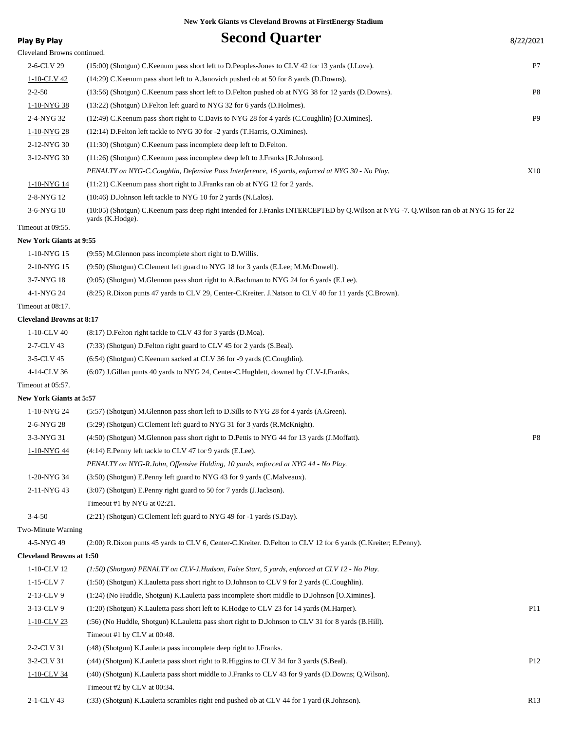New York Giants vs Cleveland Browns at FirstEnergy Stadium

**Play By Play**

# Second Quarter

8/22/2021

Cleveland Browns continued.

| Down | Play | |
|---|---|---|
| 2-6-CLV 29 | (15:00) (Shotgun) C.Keenum pass short left to D.Peoples-Jones to CLV 42 for 13 yards (J.Love). | P7 |
| 1-10-CLV 42 | (14:29) C.Keenum pass short left to A.Janovich pushed ob at 50 for 8 yards (D.Downs). | |
| 2-2-50 | (13:56) (Shotgun) C.Keenum pass short left to D.Felton pushed ob at NYG 38 for 12 yards (D.Downs). | P8 |
| 1-10-NYG 38 | (13:22) (Shotgun) D.Felton left guard to NYG 32 for 6 yards (D.Holmes). | |
| 2-4-NYG 32 | (12:49) C.Keenum pass short right to C.Davis to NYG 28 for 4 yards (C.Coughlin) [O.Ximines]. | P9 |
| 1-10-NYG 28 | (12:14) D.Felton left tackle to NYG 30 for -2 yards (T.Harris, O.Ximines). | |
| 2-12-NYG 30 | (11:30) (Shotgun) C.Keenum pass incomplete deep left to D.Felton. | |
| 3-12-NYG 30 | (11:26) (Shotgun) C.Keenum pass incomplete deep left to J.Franks [R.Johnson]. | |
| | *PENALTY on NYG-C.Coughlin, Defensive Pass Interference, 16 yards, enforced at NYG 30 - No Play.* | X10 |
| 1-10-NYG 14 | (11:21) C.Keenum pass short right to J.Franks ran ob at NYG 12 for 2 yards. | |
| 2-8-NYG 12 | (10:46) D.Johnson left tackle to NYG 10 for 2 yards (N.Lalos). | |
| 3-6-NYG 10 | (10:05) (Shotgun) C.Keenum pass deep right intended for J.Franks INTERCEPTED by Q.Wilson at NYG -7. Q.Wilson ran ob at NYG 15 for 22 yards (K.Hodge). | |

Timeout at 09:55.

**New York Giants at 9:55**

| Down | Play | |
|---|---|---|
| 1-10-NYG 15 | (9:55) M.Glennon pass incomplete short right to D.Willis. | |
| 2-10-NYG 15 | (9:50) (Shotgun) C.Clement left guard to NYG 18 for 3 yards (E.Lee; M.McDowell). | |
| 3-7-NYG 18 | (9:05) (Shotgun) M.Glennon pass short right to A.Bachman to NYG 24 for 6 yards (E.Lee). | |
| 4-1-NYG 24 | (8:25) R.Dixon punts 47 yards to CLV 29, Center-C.Kreiter. J.Natson to CLV 40 for 11 yards (C.Brown). | |

Timeout at 08:17.

**Cleveland Browns at 8:17**

| Down | Play | |
|---|---|---|
| 1-10-CLV 40 | (8:17) D.Felton right tackle to CLV 43 for 3 yards (D.Moa). | |
| 2-7-CLV 43 | (7:33) (Shotgun) D.Felton right guard to CLV 45 for 2 yards (S.Beal). | |
| 3-5-CLV 45 | (6:54) (Shotgun) C.Keenum sacked at CLV 36 for -9 yards (C.Coughlin). | |
| 4-14-CLV 36 | (6:07) J.Gillan punts 40 yards to NYG 24, Center-C.Hughlett, downed by CLV-J.Franks. | |

Timeout at 05:57.

**New York Giants at 5:57**

| Down | Play | |
|---|---|---|
| 1-10-NYG 24 | (5:57) (Shotgun) M.Glennon pass short left to D.Sills to NYG 28 for 4 yards (A.Green). | |
| 2-6-NYG 28 | (5:29) (Shotgun) C.Clement left guard to NYG 31 for 3 yards (R.McKnight). | |
| 3-3-NYG 31 | (4:50) (Shotgun) M.Glennon pass short right to D.Pettis to NYG 44 for 13 yards (J.Moffatt). | P8 |
| 1-10-NYG 44 | (4:14) E.Penny left tackle to CLV 47 for 9 yards (E.Lee). | |
| | *PENALTY on NYG-R.John, Offensive Holding, 10 yards, enforced at NYG 44 - No Play.* | |
| 1-20-NYG 34 | (3:50) (Shotgun) E.Penny left guard to NYG 43 for 9 yards (C.Malveaux). | |
| 2-11-NYG 43 | (3:07) (Shotgun) E.Penny right guard to 50 for 7 yards (J.Jackson). | |
| | Timeout #1 by NYG at 02:21. | |
| 3-4-50 | (2:21) (Shotgun) C.Clement left guard to NYG 49 for -1 yards (S.Day). | |

Two-Minute Warning

| Down | Play | |
|---|---|---|
| 4-5-NYG 49 | (2:00) R.Dixon punts 45 yards to CLV 6, Center-C.Kreiter. D.Felton to CLV 12 for 6 yards (C.Kreiter; E.Penny). | |

**Cleveland Browns at 1:50**

| Down | Play | |
|---|---|---|
| 1-10-CLV 12 | *(1:50) (Shotgun) PENALTY on CLV-J.Hudson, False Start, 5 yards, enforced at CLV 12 - No Play.* | |
| 1-15-CLV 7 | (1:50) (Shotgun) K.Lauletta pass short right to D.Johnson to CLV 9 for 2 yards (C.Coughlin). | |
| 2-13-CLV 9 | (1:24) (No Huddle, Shotgun) K.Lauletta pass incomplete short middle to D.Johnson [O.Ximines]. | |
| 3-13-CLV 9 | (1:20) (Shotgun) K.Lauletta pass short left to K.Hodge to CLV 23 for 14 yards (M.Harper). | P11 |
| 1-10-CLV 23 | (:56) (No Huddle, Shotgun) K.Lauletta pass short right to D.Johnson to CLV 31 for 8 yards (B.Hill). | |
| | Timeout #1 by CLV at 00:48. | |
| 2-2-CLV 31 | (:48) (Shotgun) K.Lauletta pass incomplete deep right to J.Franks. | |
| 3-2-CLV 31 | (:44) (Shotgun) K.Lauletta pass short right to R.Higgins to CLV 34 for 3 yards (S.Beal). | P12 |
| 1-10-CLV 34 | (:40) (Shotgun) K.Lauletta pass short middle to J.Franks to CLV 43 for 9 yards (D.Downs; Q.Wilson). | |
| | Timeout #2 by CLV at 00:34. | |
| 2-1-CLV 43 | (:33) (Shotgun) K.Lauletta scrambles right end pushed ob at CLV 44 for 1 yard (R.Johnson). | R13 |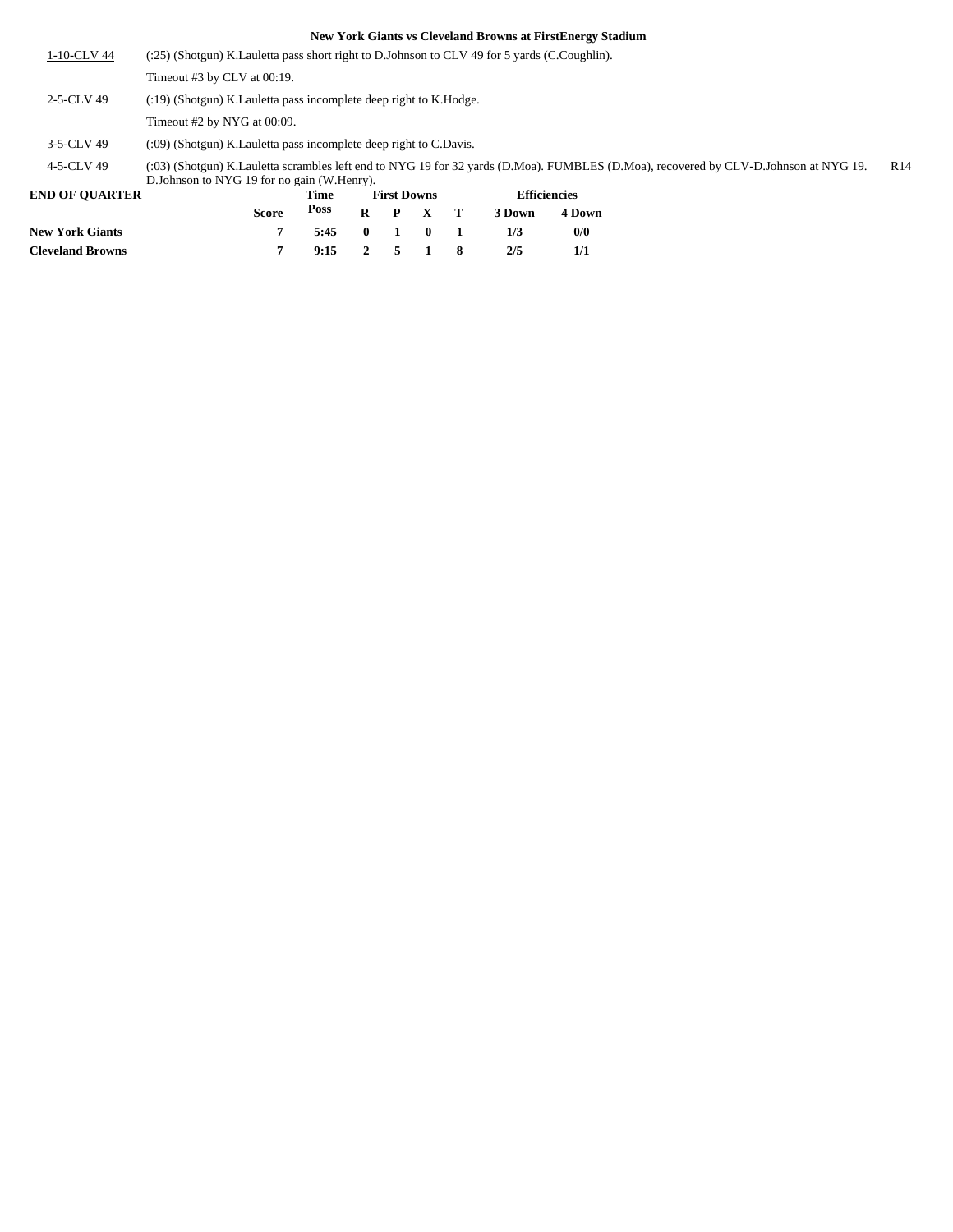**New York Giants vs Cleveland Browns at FirstEnergy Stadium**

| | | |
|---|---|---|
| 1-10-CLV 44 | (:25) (Shotgun) K.Lauletta pass short right to D.Johnson to CLV 49 for 5 yards (C.Coughlin). | |
| | Timeout #3 by CLV at 00:19. | |
| 2-5-CLV 49 | (:19) (Shotgun) K.Lauletta pass incomplete deep right to K.Hodge. | |
| | Timeout #2 by NYG at 00:09. | |
| 3-5-CLV 49 | (:09) (Shotgun) K.Lauletta pass incomplete deep right to C.Davis. | |
| 4-5-CLV 49 | (:03) (Shotgun) K.Lauletta scrambles left end to NYG 19 for 32 yards (D.Moa). FUMBLES (D.Moa), recovered by CLV-D.Johnson at NYG 19. D.Johnson to NYG 19 for no gain (W.Henry). | R14 |

| END OF QUARTER | Score | Time Poss | First Downs R | P | X | T | Efficiencies 3 Down | 4 Down |
|---|---|---|---|---|---|---|---|---|
| New York Giants | 7 | 5:45 | 0 | 1 | 0 | 1 | 1/3 | 0/0 |
| Cleveland Browns | 7 | 9:15 | 2 | 5 | 1 | 8 | 2/5 | 1/1 |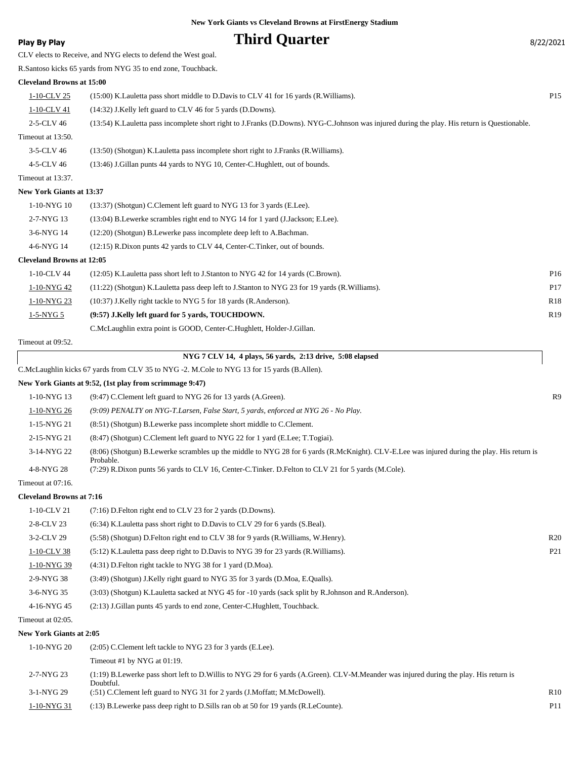New York Giants vs Cleveland Browns at FirstEnergy Stadium

**Play By Play** — 8/22/2021

# Third Quarter

CLV elects to Receive, and NYG elects to defend the West goal.

R.Santoso kicks 65 yards from NYG 35 to end zone, Touchback.

**Cleveland Browns at 15:00**

| Down | Play | |
|---|---|---|
| 1-10-CLV 25 | (15:00) K.Lauletta pass short middle to D.Davis to CLV 41 for 16 yards (R.Williams). | P15 |
| 1-10-CLV 41 | (14:32) J.Kelly left guard to CLV 46 for 5 yards (D.Downs). | |
| 2-5-CLV 46 | (13:54) K.Lauletta pass incomplete short right to J.Franks (D.Downs). NYG-C.Johnson was injured during the play. His return is Questionable. | |
| Timeout at 13:50. | | |
| 3-5-CLV 46 | (13:50) (Shotgun) K.Lauletta pass incomplete short right to J.Franks (R.Williams). | |
| 4-5-CLV 46 | (13:46) J.Gillan punts 44 yards to NYG 10, Center-C.Hughlett, out of bounds. | |
| Timeout at 13:37. | | |

**New York Giants at 13:37**

| Down | Play | |
|---|---|---|
| 1-10-NYG 10 | (13:37) (Shotgun) C.Clement left guard to NYG 13 for 3 yards (E.Lee). | |
| 2-7-NYG 13 | (13:04) B.Lewerke scrambles right end to NYG 14 for 1 yard (J.Jackson; E.Lee). | |
| 3-6-NYG 14 | (12:20) (Shotgun) B.Lewerke pass incomplete deep left to A.Bachman. | |
| 4-6-NYG 14 | (12:15) R.Dixon punts 42 yards to CLV 44, Center-C.Tinker, out of bounds. | |

**Cleveland Browns at 12:05**

| Down | Play | |
|---|---|---|
| 1-10-CLV 44 | (12:05) K.Lauletta pass short left to J.Stanton to NYG 42 for 14 yards (C.Brown). | P16 |
| 1-10-NYG 42 | (11:22) (Shotgun) K.Lauletta pass deep left to J.Stanton to NYG 23 for 19 yards (R.Williams). | P17 |
| 1-10-NYG 23 | (10:37) J.Kelly right tackle to NYG 5 for 18 yards (R.Anderson). | R18 |
| 1-5-NYG 5 | **(9:57) J.Kelly left guard for 5 yards, TOUCHDOWN.** | R19 |
| | C.McLaughlin extra point is GOOD, Center-C.Hughlett, Holder-J.Gillan. | |
| Timeout at 09:52. | | |

**NYG 7 CLV 14, 4 plays, 56 yards, 2:13 drive, 5:08 elapsed**

C.McLaughlin kicks 67 yards from CLV 35 to NYG -2. M.Cole to NYG 13 for 15 yards (B.Allen).

**New York Giants at 9:52, (1st play from scrimmage 9:47)**

| Down | Play | |
|---|---|---|
| 1-10-NYG 13 | (9:47) C.Clement left guard to NYG 26 for 13 yards (A.Green). | R9 |
| 1-10-NYG 26 | *(9:09) PENALTY on NYG-T.Larsen, False Start, 5 yards, enforced at NYG 26 - No Play.* | |
| 1-15-NYG 21 | (8:51) (Shotgun) B.Lewerke pass incomplete short middle to C.Clement. | |
| 2-15-NYG 21 | (8:47) (Shotgun) C.Clement left guard to NYG 22 for 1 yard (E.Lee; T.Togiai). | |
| 3-14-NYG 22 | (8:06) (Shotgun) B.Lewerke scrambles up the middle to NYG 28 for 6 yards (R.McKnight). CLV-E.Lee was injured during the play. His return is Probable. | |
| 4-8-NYG 28 | (7:29) R.Dixon punts 56 yards to CLV 16, Center-C.Tinker. D.Felton to CLV 21 for 5 yards (M.Cole). | |
| Timeout at 07:16. | | |

**Cleveland Browns at 7:16**

| Down | Play | |
|---|---|---|
| 1-10-CLV 21 | (7:16) D.Felton right end to CLV 23 for 2 yards (D.Downs). | |
| 2-8-CLV 23 | (6:34) K.Lauletta pass short right to D.Davis to CLV 29 for 6 yards (S.Beal). | |
| 3-2-CLV 29 | (5:58) (Shotgun) D.Felton right end to CLV 38 for 9 yards (R.Williams, W.Henry). | R20 |
| 1-10-CLV 38 | (5:12) K.Lauletta pass deep right to D.Davis to NYG 39 for 23 yards (R.Williams). | P21 |
| 1-10-NYG 39 | (4:31) D.Felton right tackle to NYG 38 for 1 yard (D.Moa). | |
| 2-9-NYG 38 | (3:49) (Shotgun) J.Kelly right guard to NYG 35 for 3 yards (D.Moa, E.Qualls). | |
| 3-6-NYG 35 | (3:03) (Shotgun) K.Lauletta sacked at NYG 45 for -10 yards (sack split by R.Johnson and R.Anderson). | |
| 4-16-NYG 45 | (2:13) J.Gillan punts 45 yards to end zone, Center-C.Hughlett, Touchback. | |
| Timeout at 02:05. | | |

**New York Giants at 2:05**

| Down | Play | |
|---|---|---|
| 1-10-NYG 20 | (2:05) C.Clement left tackle to NYG 23 for 3 yards (E.Lee). | |
| | Timeout #1 by NYG at 01:19. | |
| 2-7-NYG 23 | (1:19) B.Lewerke pass short left to D.Willis to NYG 29 for 6 yards (A.Green). CLV-M.Meander was injured during the play. His return is Doubtful. | |
| 3-1-NYG 29 | (:51) C.Clement left guard to NYG 31 for 2 yards (J.Moffatt; M.McDowell). | R10 |
| 1-10-NYG 31 | (:13) B.Lewerke pass deep right to D.Sills ran ob at 50 for 19 yards (R.LeCounte). | P11 |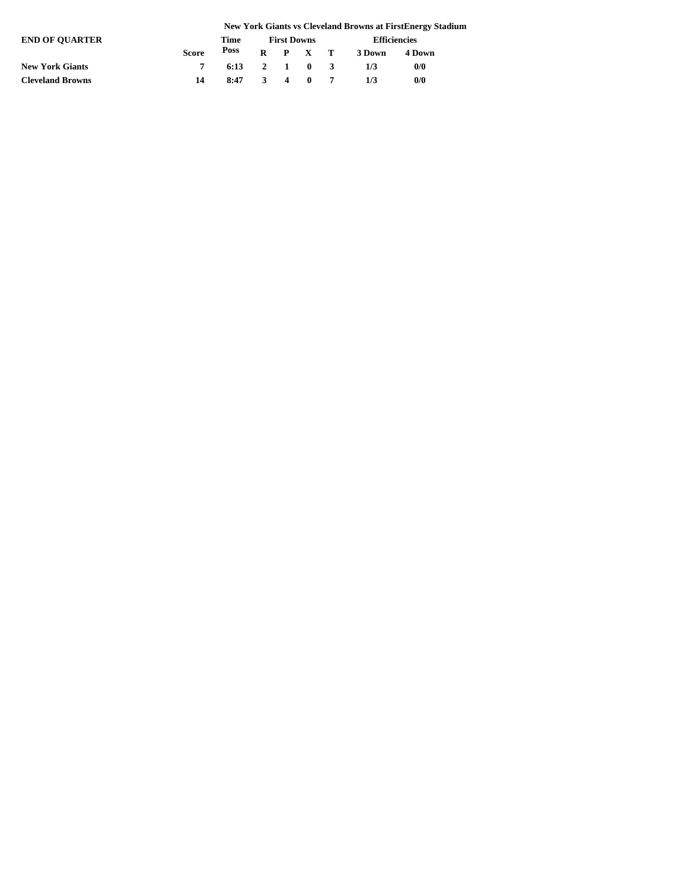**New York Giants vs Cleveland Browns at FirstEnergy Stadium**

**END OF QUARTER**

| | Score | Time Poss | First Downs R | P | X | T | Efficiencies 3 Down | 4 Down |
|---|---|---|---|---|---|---|---|---|
| **New York Giants** | 7 | 6:13 | 2 | 1 | 0 | 3 | 1/3 | 0/0 |
| **Cleveland Browns** | 14 | 8:47 | 3 | 4 | 0 | 7 | 1/3 | 0/0 |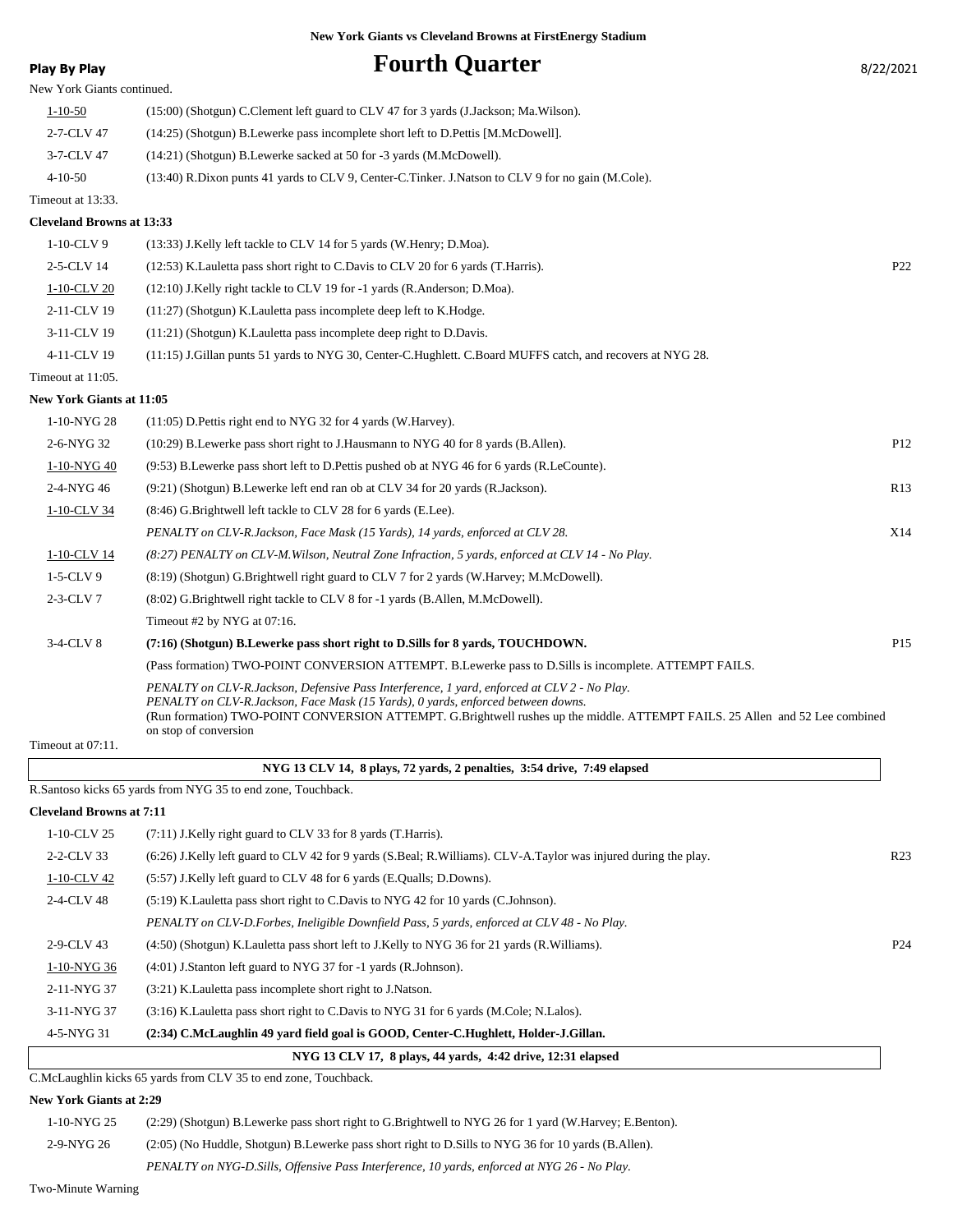New York Giants vs Cleveland Browns at FirstEnergy Stadium

**Play By Play**

# Fourth Quarter

8/22/2021

New York Giants continued.

| Down | Play | |
|---|---|---|
| 1-10-50 | (15:00) (Shotgun) C.Clement left guard to CLV 47 for 3 yards (J.Jackson; Ma.Wilson). | |
| 2-7-CLV 47 | (14:25) (Shotgun) B.Lewerke pass incomplete short left to D.Pettis [M.McDowell]. | |
| 3-7-CLV 47 | (14:21) (Shotgun) B.Lewerke sacked at 50 for -3 yards (M.McDowell). | |
| 4-10-50 | (13:40) R.Dixon punts 41 yards to CLV 9, Center-C.Tinker. J.Natson to CLV 9 for no gain (M.Cole). | |

Timeout at 13:33.

**Cleveland Browns at 13:33**

| Down | Play | |
|---|---|---|
| 1-10-CLV 9 | (13:33) J.Kelly left tackle to CLV 14 for 5 yards (W.Henry; D.Moa). | |
| 2-5-CLV 14 | (12:53) K.Lauletta pass short right to C.Davis to CLV 20 for 6 yards (T.Harris). | P22 |
| 1-10-CLV 20 | (12:10) J.Kelly right tackle to CLV 19 for -1 yards (R.Anderson; D.Moa). | |
| 2-11-CLV 19 | (11:27) (Shotgun) K.Lauletta pass incomplete deep left to K.Hodge. | |
| 3-11-CLV 19 | (11:21) (Shotgun) K.Lauletta pass incomplete deep right to D.Davis. | |
| 4-11-CLV 19 | (11:15) J.Gillan punts 51 yards to NYG 30, Center-C.Hughlett. C.Board MUFFS catch, and recovers at NYG 28. | |

Timeout at 11:05.

**New York Giants at 11:05**

| Down | Play | |
|---|---|---|
| 1-10-NYG 28 | (11:05) D.Pettis right end to NYG 32 for 4 yards (W.Harvey). | |
| 2-6-NYG 32 | (10:29) B.Lewerke pass short right to J.Hausmann to NYG 40 for 8 yards (B.Allen). | P12 |
| 1-10-NYG 40 | (9:53) B.Lewerke pass short left to D.Pettis pushed ob at NYG 46 for 6 yards (R.LeCounte). | |
| 2-4-NYG 46 | (9:21) (Shotgun) B.Lewerke left end ran ob at CLV 34 for 20 yards (R.Jackson). | R13 |
| 1-10-CLV 34 | (8:46) G.Brightwell left tackle to CLV 28 for 6 yards (E.Lee). | |
| | *PENALTY on CLV-R.Jackson, Face Mask (15 Yards), 14 yards, enforced at CLV 28.* | X14 |
| 1-10-CLV 14 | *(8:27) PENALTY on CLV-M.Wilson, Neutral Zone Infraction, 5 yards, enforced at CLV 14 - No Play.* | |
| 1-5-CLV 9 | (8:19) (Shotgun) G.Brightwell right guard to CLV 7 for 2 yards (W.Harvey; M.McDowell). | |
| 2-3-CLV 7 | (8:02) G.Brightwell right tackle to CLV 8 for -1 yards (B.Allen, M.McDowell). | |
| | Timeout #2 by NYG at 07:16. | |
| 3-4-CLV 8 | **(7:16) (Shotgun) B.Lewerke pass short right to D.Sills for 8 yards, TOUCHDOWN.** | P15 |
| | (Pass formation) TWO-POINT CONVERSION ATTEMPT. B.Lewerke pass to D.Sills is incomplete. ATTEMPT FAILS. | |
| | *PENALTY on CLV-R.Jackson, Defensive Pass Interference, 1 yard, enforced at CLV 2 - No Play.* *PENALTY on CLV-R.Jackson, Face Mask (15 Yards), 0 yards, enforced between downs.* (Run formation) TWO-POINT CONVERSION ATTEMPT. G.Brightwell rushes up the middle. ATTEMPT FAILS. 25 Allen and 52 Lee combined on stop of conversion | |

Timeout at 07:11.

**NYG 13 CLV 14, 8 plays, 72 yards, 2 penalties, 3:54 drive, 7:49 elapsed**

R.Santoso kicks 65 yards from NYG 35 to end zone, Touchback.

**Cleveland Browns at 7:11**

| Down | Play | |
|---|---|---|
| 1-10-CLV 25 | (7:11) J.Kelly right guard to CLV 33 for 8 yards (T.Harris). | |
| 2-2-CLV 33 | (6:26) J.Kelly left guard to CLV 42 for 9 yards (S.Beal; R.Williams). CLV-A.Taylor was injured during the play. | R23 |
| 1-10-CLV 42 | (5:57) J.Kelly left guard to CLV 48 for 6 yards (E.Qualls; D.Downs). | |
| 2-4-CLV 48 | (5:19) K.Lauletta pass short right to C.Davis to NYG 42 for 10 yards (C.Johnson). | |
| | *PENALTY on CLV-D.Forbes, Ineligible Downfield Pass, 5 yards, enforced at CLV 48 - No Play.* | |
| 2-9-CLV 43 | (4:50) (Shotgun) K.Lauletta pass short left to J.Kelly to NYG 36 for 21 yards (R.Williams). | P24 |
| 1-10-NYG 36 | (4:01) J.Stanton left guard to NYG 37 for -1 yards (R.Johnson). | |
| 2-11-NYG 37 | (3:21) K.Lauletta pass incomplete short right to J.Natson. | |
| 3-11-NYG 37 | (3:16) K.Lauletta pass short right to C.Davis to NYG 31 for 6 yards (M.Cole; N.Lalos). | |
| 4-5-NYG 31 | **(2:34) C.McLaughlin 49 yard field goal is GOOD, Center-C.Hughlett, Holder-J.Gillan.** | |

**NYG 13 CLV 17, 8 plays, 44 yards, 4:42 drive, 12:31 elapsed**

C.McLaughlin kicks 65 yards from CLV 35 to end zone, Touchback.

**New York Giants at 2:29**

| Down | Play | |
|---|---|---|
| 1-10-NYG 25 | (2:29) (Shotgun) B.Lewerke pass short right to G.Brightwell to NYG 26 for 1 yard (W.Harvey; E.Benton). | |
| 2-9-NYG 26 | (2:05) (No Huddle, Shotgun) B.Lewerke pass short right to D.Sills to NYG 36 for 10 yards (B.Allen). | |
| | *PENALTY on NYG-D.Sills, Offensive Pass Interference, 10 yards, enforced at NYG 26 - No Play.* | |

Two-Minute Warning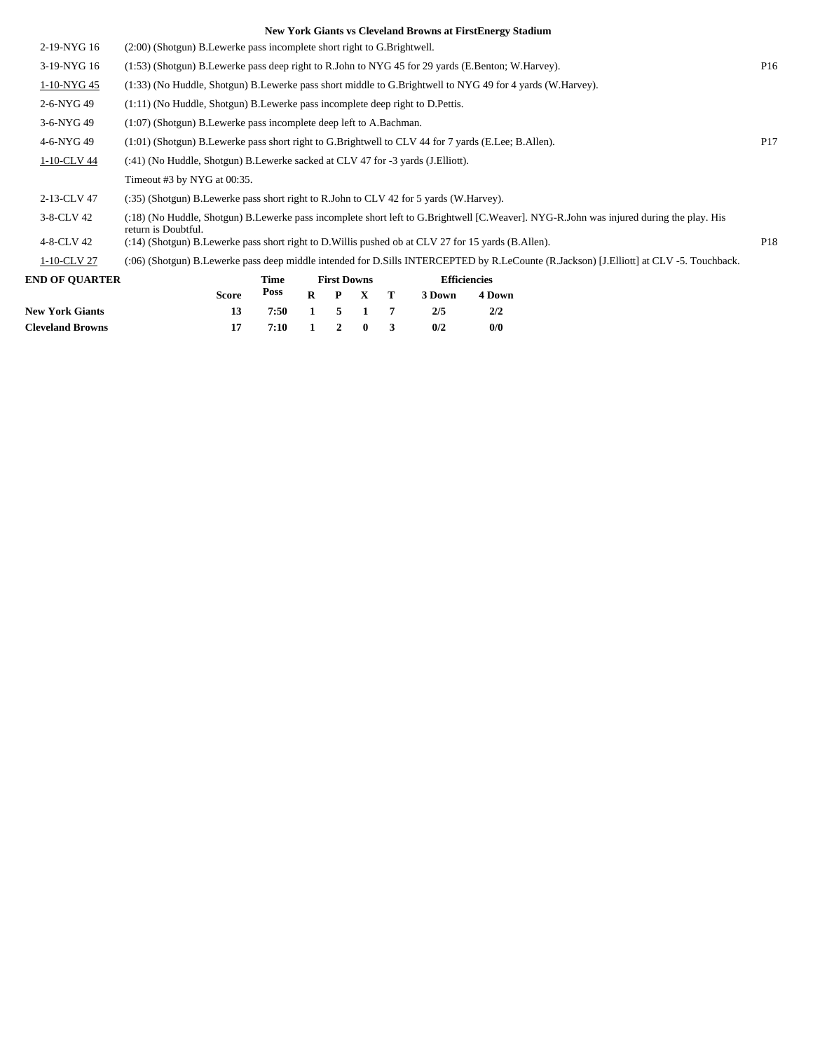### New York Giants vs Cleveland Browns at FirstEnergy Stadium

| | | |
|---|---|---|
| 2-19-NYG 16 | (2:00) (Shotgun) B.Lewerke pass incomplete short right to G.Brightwell. | |
| 3-19-NYG 16 | (1:53) (Shotgun) B.Lewerke pass deep right to R.John to NYG 45 for 29 yards (E.Benton; W.Harvey). | P16 |
| 1-10-NYG 45 | (1:33) (No Huddle, Shotgun) B.Lewerke pass short middle to G.Brightwell to NYG 49 for 4 yards (W.Harvey). | |
| 2-6-NYG 49 | (1:11) (No Huddle, Shotgun) B.Lewerke pass incomplete deep right to D.Pettis. | |
| 3-6-NYG 49 | (1:07) (Shotgun) B.Lewerke pass incomplete deep left to A.Bachman. | |
| 4-6-NYG 49 | (1:01) (Shotgun) B.Lewerke pass short right to G.Brightwell to CLV 44 for 7 yards (E.Lee; B.Allen). | P17 |
| 1-10-CLV 44 | (:41) (No Huddle, Shotgun) B.Lewerke sacked at CLV 47 for -3 yards (J.Elliott). | |
| | Timeout #3 by NYG at 00:35. | |
| 2-13-CLV 47 | (:35) (Shotgun) B.Lewerke pass short right to R.John to CLV 42 for 5 yards (W.Harvey). | |
| 3-8-CLV 42 | (:18) (No Huddle, Shotgun) B.Lewerke pass incomplete short left to G.Brightwell [C.Weaver]. NYG-R.John was injured during the play. His return is Doubtful. | |
| 4-8-CLV 42 | (:14) (Shotgun) B.Lewerke pass short right to D.Willis pushed ob at CLV 27 for 15 yards (B.Allen). | P18 |
| 1-10-CLV 27 | (:06) (Shotgun) B.Lewerke pass deep middle intended for D.Sills INTERCEPTED by R.LeCounte (R.Jackson) [J.Elliott] at CLV -5. Touchback. | |

**END OF QUARTER**

| | Score | Time Poss | First Downs R | P | X | T | Efficiencies 3 Down | 4 Down |
|---|---|---|---|---|---|---|---|---|
| **New York Giants** | 13 | 7:50 | 1 | 5 | 1 | 7 | 2/5 | 2/2 |
| **Cleveland Browns** | 17 | 7:10 | 1 | 2 | 0 | 3 | 0/2 | 0/0 |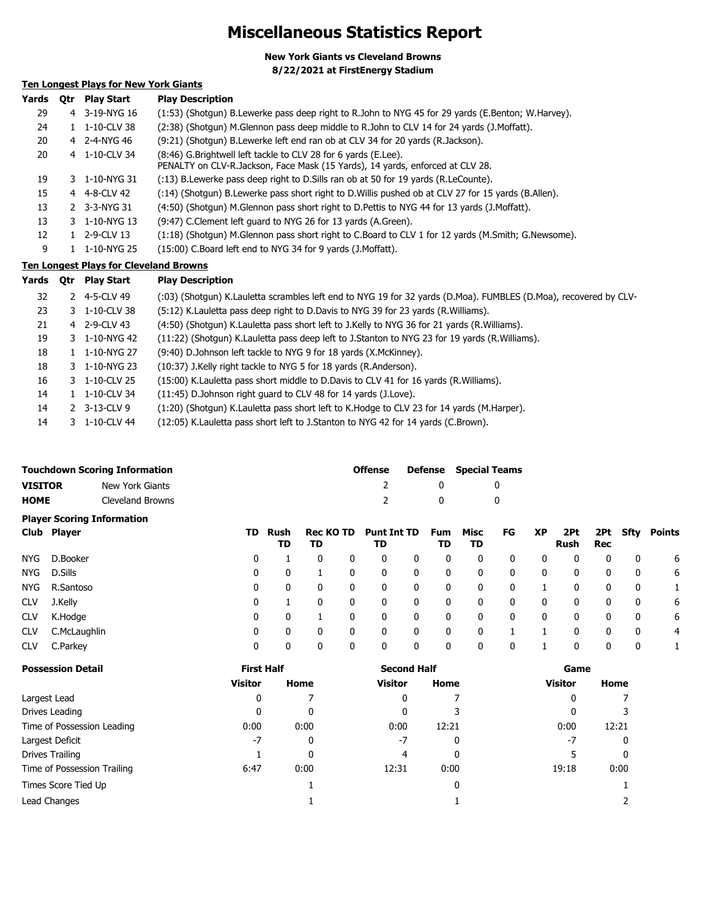# Miscellaneous Statistics Report

**New York Giants vs Cleveland Browns**
**8/22/2021 at FirstEnergy Stadium**

### Ten Longest Plays for New York Giants

| Yards | Qtr | Play Start | Play Description |
|---|---|---|---|
| 29 | 4 | 3-19-NYG 16 | (1:53) (Shotgun) B.Lewerke pass deep right to R.John to NYG 45 for 29 yards (E.Benton; W.Harvey). |
| 24 | 1 | 1-10-CLV 38 | (2:38) (Shotgun) M.Glennon pass deep middle to R.John to CLV 14 for 24 yards (J.Moffatt). |
| 20 | 4 | 2-4-NYG 46 | (9:21) (Shotgun) B.Lewerke left end ran ob at CLV 34 for 20 yards (R.Jackson). |
| 20 | 4 | 1-10-CLV 34 | (8:46) G.Brightwell left tackle to CLV 28 for 6 yards (E.Lee). PENALTY on CLV-R.Jackson, Face Mask (15 Yards), 14 yards, enforced at CLV 28. |
| 19 | 3 | 1-10-NYG 31 | (:13) B.Lewerke pass deep right to D.Sills ran ob at 50 for 19 yards (R.LeCounte). |
| 15 | 4 | 4-8-CLV 42 | (:14) (Shotgun) B.Lewerke pass short right to D.Willis pushed ob at CLV 27 for 15 yards (B.Allen). |
| 13 | 2 | 3-3-NYG 31 | (4:50) (Shotgun) M.Glennon pass short right to D.Pettis to NYG 44 for 13 yards (J.Moffatt). |
| 13 | 3 | 1-10-NYG 13 | (9:47) C.Clement left guard to NYG 26 for 13 yards (A.Green). |
| 12 | 1 | 2-9-CLV 13 | (1:18) (Shotgun) M.Glennon pass short right to C.Board to CLV 1 for 12 yards (M.Smith; G.Newsome). |
| 9 | 1 | 1-10-NYG 25 | (15:00) C.Board left end to NYG 34 for 9 yards (J.Moffatt). |

### Ten Longest Plays for Cleveland Browns

| Yards | Qtr | Play Start | Play Description |
|---|---|---|---|
| 32 | 2 | 4-5-CLV 49 | (:03) (Shotgun) K.Lauletta scrambles left end to NYG 19 for 32 yards (D.Moa). FUMBLES (D.Moa), recovered by CLV- |
| 23 | 3 | 1-10-CLV 38 | (5:12) K.Lauletta pass deep right to D.Davis to NYG 39 for 23 yards (R.Williams). |
| 21 | 4 | 2-9-CLV 43 | (4:50) (Shotgun) K.Lauletta pass short left to J.Kelly to NYG 36 for 21 yards (R.Williams). |
| 19 | 3 | 1-10-NYG 42 | (11:22) (Shotgun) K.Lauletta pass deep left to J.Stanton to NYG 23 for 19 yards (R.Williams). |
| 18 | 1 | 1-10-NYG 27 | (9:40) D.Johnson left tackle to NYG 9 for 18 yards (X.McKinney). |
| 18 | 3 | 1-10-NYG 23 | (10:37) J.Kelly right tackle to NYG 5 for 18 yards (R.Anderson). |
| 16 | 3 | 1-10-CLV 25 | (15:00) K.Lauletta pass short middle to D.Davis to CLV 41 for 16 yards (R.Williams). |
| 14 | 1 | 1-10-CLV 34 | (11:45) D.Johnson right guard to CLV 48 for 14 yards (J.Love). |
| 14 | 2 | 3-13-CLV 9 | (1:20) (Shotgun) K.Lauletta pass short left to K.Hodge to CLV 23 for 14 yards (M.Harper). |
| 14 | 3 | 1-10-CLV 44 | (12:05) K.Lauletta pass short left to J.Stanton to NYG 42 for 14 yards (C.Brown). |

### Touchdown Scoring Information

| | | Offense | Defense | Special Teams |
|---|---|---|---|---|
| **VISITOR** | New York Giants | 2 | 0 | 0 |
| **HOME** | Cleveland Browns | 2 | 0 | 0 |

### Player Scoring Information

| Club | Player | TD | Rush TD | Rec TD | KO TD | Punt TD | Int TD | Fum TD | Misc TD | FG | XP | 2Pt Rush | 2Pt Rec | Sfty | Points |
|---|---|---|---|---|---|---|---|---|---|---|---|---|---|---|---|
| NYG | D.Booker | 0 | 1 | 0 | 0 | 0 | 0 | 0 | 0 | 0 | 0 | 0 | 0 | 0 | 6 |
| NYG | D.Sills | 0 | 0 | 1 | 0 | 0 | 0 | 0 | 0 | 0 | 0 | 0 | 0 | 0 | 6 |
| NYG | R.Santoso | 0 | 0 | 0 | 0 | 0 | 0 | 0 | 0 | 0 | 1 | 0 | 0 | 0 | 1 |
| CLV | J.Kelly | 0 | 1 | 0 | 0 | 0 | 0 | 0 | 0 | 0 | 0 | 0 | 0 | 0 | 6 |
| CLV | K.Hodge | 0 | 0 | 1 | 0 | 0 | 0 | 0 | 0 | 0 | 0 | 0 | 0 | 0 | 6 |
| CLV | C.McLaughlin | 0 | 0 | 0 | 0 | 0 | 0 | 0 | 0 | 1 | 1 | 0 | 0 | 0 | 4 |
| CLV | C.Parkey | 0 | 0 | 0 | 0 | 0 | 0 | 0 | 0 | 0 | 1 | 0 | 0 | 0 | 1 |

### Possession Detail

| | First Half | | Second Half | | Game | |
|---|---|---|---|---|---|---|
| | Visitor | Home | Visitor | Home | Visitor | Home |
| Largest Lead | 0 | 7 | 0 | 7 | 0 | 7 |
| Drives Leading | 0 | 0 | 0 | 3 | 0 | 3 |
| Time of Possession Leading | 0:00 | 0:00 | 0:00 | 12:21 | 0:00 | 12:21 |
| Largest Deficit | -7 | 0 | -7 | 0 | -7 | 0 |
| Drives Trailing | 1 | 0 | 4 | 0 | 5 | 0 |
| Time of Possession Trailing | 6:47 | 0:00 | 12:31 | 0:00 | 19:18 | 0:00 |
| Times Score Tied Up | | 1 | | 0 | | 1 |
| Lead Changes | | 1 | | 1 | | 2 |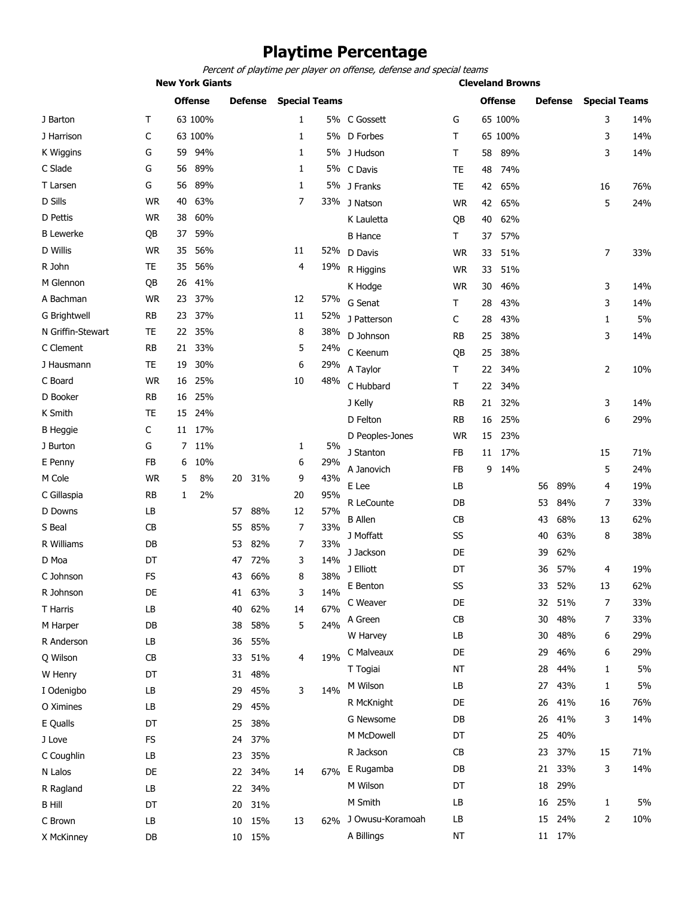# Playtime Percentage

*Percent of playtime per player on offense, defense and special teams*

## New York Giants

| Player | Pos | Offense | | Defense | | Special Teams | |
|---|---|---|---|---|---|---|---|
| J Barton | T | 63 | 100% | | | 1 | 5% |
| J Harrison | C | 63 | 100% | | | 1 | 5% |
| K Wiggins | G | 59 | 94% | | | 1 | 5% |
| C Slade | G | 56 | 89% | | | 1 | 5% |
| T Larsen | G | 56 | 89% | | | 1 | 5% |
| D Sills | WR | 40 | 63% | | | 7 | 33% |
| D Pettis | WR | 38 | 60% | | | | |
| B Lewerke | QB | 37 | 59% | | | | |
| D Willis | WR | 35 | 56% | | | 11 | 52% |
| R John | TE | 35 | 56% | | | 4 | 19% |
| M Glennon | QB | 26 | 41% | | | | |
| A Bachman | WR | 23 | 37% | | | 12 | 57% |
| G Brightwell | RB | 23 | 37% | | | 11 | 52% |
| N Griffin-Stewart | TE | 22 | 35% | | | 8 | 38% |
| C Clement | RB | 21 | 33% | | | 5 | 24% |
| J Hausmann | TE | 19 | 30% | | | 6 | 29% |
| C Board | WR | 16 | 25% | | | 10 | 48% |
| D Booker | RB | 16 | 25% | | | | |
| K Smith | TE | 15 | 24% | | | | |
| B Heggie | C | 11 | 17% | | | | |
| J Burton | G | 7 | 11% | | | 1 | 5% |
| E Penny | FB | 6 | 10% | | | 6 | 29% |
| M Cole | WR | 5 | 8% | 20 | 31% | 9 | 43% |
| C Gillaspia | RB | 1 | 2% | | | 20 | 95% |
| D Downs | LB | | | 57 | 88% | 12 | 57% |
| S Beal | CB | | | 55 | 85% | 7 | 33% |
| R Williams | DB | | | 53 | 82% | 7 | 33% |
| D Moa | DT | | | 47 | 72% | 3 | 14% |
| C Johnson | FS | | | 43 | 66% | 8 | 38% |
| R Johnson | DE | | | 41 | 63% | 3 | 14% |
| T Harris | LB | | | 40 | 62% | 14 | 67% |
| M Harper | DB | | | 38 | 58% | 5 | 24% |
| R Anderson | LB | | | 36 | 55% | | |
| Q Wilson | CB | | | 33 | 51% | 4 | 19% |
| W Henry | DT | | | 31 | 48% | | |
| I Odenigbo | LB | | | 29 | 45% | 3 | 14% |
| O Ximines | LB | | | 29 | 45% | | |
| E Qualls | DT | | | 25 | 38% | | |
| J Love | FS | | | 24 | 37% | | |
| C Coughlin | LB | | | 23 | 35% | | |
| N Lalos | DE | | | 22 | 34% | 14 | 67% |
| R Ragland | LB | | | 22 | 34% | | |
| B Hill | DT | | | 20 | 31% | | |
| C Brown | LB | | | 10 | 15% | 13 | 62% |
| X McKinney | DB | | | 10 | 15% | | |

## Cleveland Browns

| Player | Pos | Offense | | Defense | | Special Teams | |
|---|---|---|---|---|---|---|---|
| C Gossett | G | 65 | 100% | | | 3 | 14% |
| D Forbes | T | 65 | 100% | | | 3 | 14% |
| J Hudson | T | 58 | 89% | | | 3 | 14% |
| C Davis | TE | 48 | 74% | | | | |
| J Franks | TE | 42 | 65% | | | 16 | 76% |
| J Natson | WR | 42 | 65% | | | 5 | 24% |
| K Lauletta | QB | 40 | 62% | | | | |
| B Hance | T | 37 | 57% | | | | |
| D Davis | WR | 33 | 51% | | | 7 | 33% |
| R Higgins | WR | 33 | 51% | | | | |
| K Hodge | WR | 30 | 46% | | | 3 | 14% |
| G Senat | T | 28 | 43% | | | 3 | 14% |
| J Patterson | C | 28 | 43% | | | 1 | 5% |
| D Johnson | RB | 25 | 38% | | | 3 | 14% |
| C Keenum | QB | 25 | 38% | | | | |
| A Taylor | T | 22 | 34% | | | 2 | 10% |
| C Hubbard | T | 22 | 34% | | | | |
| J Kelly | RB | 21 | 32% | | | 3 | 14% |
| D Felton | RB | 16 | 25% | | | 6 | 29% |
| D Peoples-Jones | WR | 15 | 23% | | | | |
| J Stanton | FB | 11 | 17% | | | 15 | 71% |
| A Janovich | FB | 9 | 14% | | | 5 | 24% |
| E Lee | LB | | | 56 | 89% | 4 | 19% |
| R LeCounte | DB | | | 53 | 84% | 7 | 33% |
| B Allen | CB | | | 43 | 68% | 13 | 62% |
| J Moffatt | SS | | | 40 | 63% | 8 | 38% |
| J Jackson | DE | | | 39 | 62% | | |
| J Elliott | DT | | | 36 | 57% | 4 | 19% |
| E Benton | SS | | | 33 | 52% | 13 | 62% |
| C Weaver | DE | | | 32 | 51% | 7 | 33% |
| A Green | CB | | | 30 | 48% | 7 | 33% |
| W Harvey | LB | | | 30 | 48% | 6 | 29% |
| C Malveaux | DE | | | 29 | 46% | 6 | 29% |
| T Togiai | NT | | | 28 | 44% | 1 | 5% |
| M Wilson | LB | | | 27 | 43% | 1 | 5% |
| R McKnight | DE | | | 26 | 41% | 16 | 76% |
| G Newsome | DB | | | 26 | 41% | 3 | 14% |
| M McDowell | DT | | | 25 | 40% | | |
| R Jackson | CB | | | 23 | 37% | 15 | 71% |
| E Rugamba | DB | | | 21 | 33% | 3 | 14% |
| M Wilson | DT | | | 18 | 29% | | |
| M Smith | LB | | | 16 | 25% | 1 | 5% |
| J Owusu-Koramoah | LB | | | 15 | 24% | 2 | 10% |
| A Billings | NT | | | 11 | 17% | | |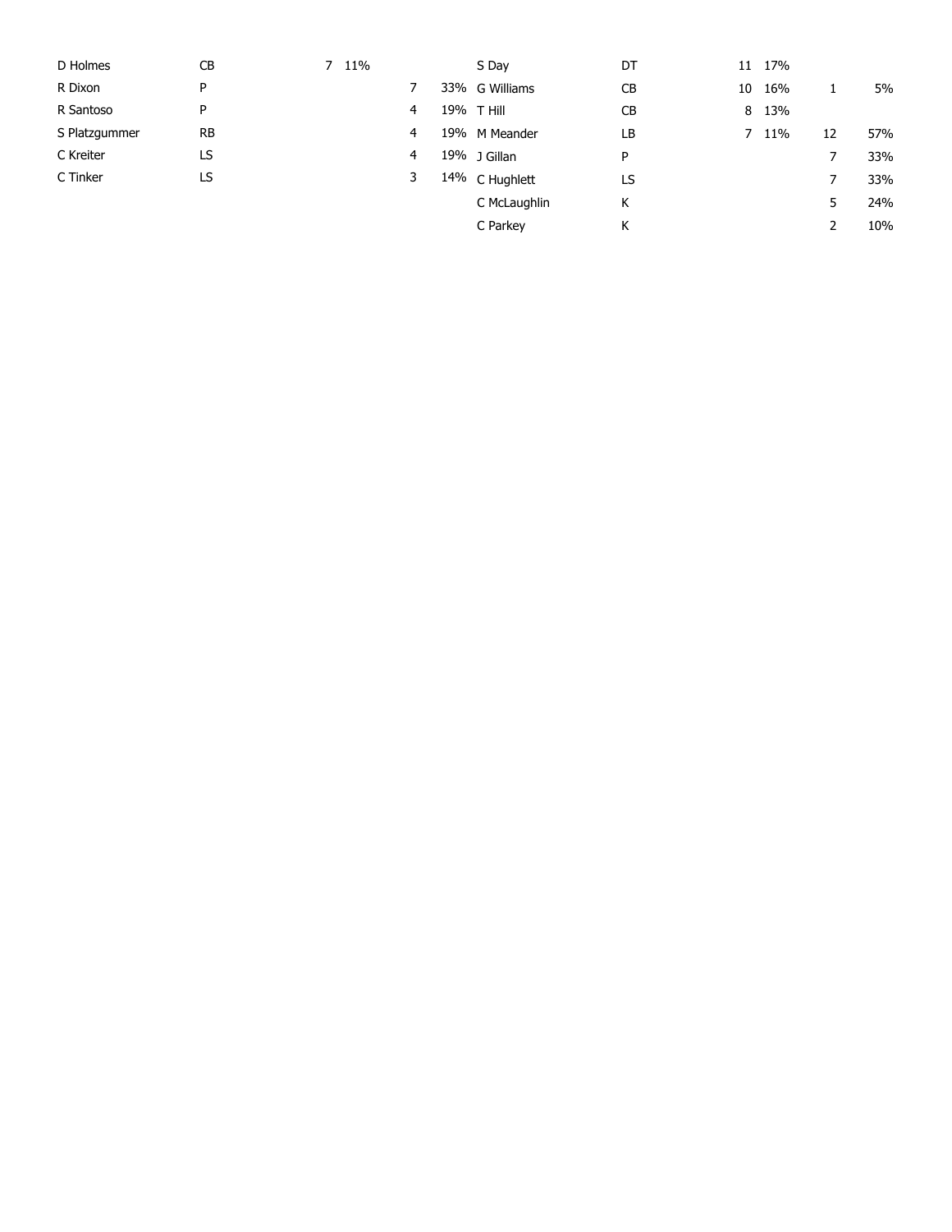| | | | | | |
|---|---|---|---|---|---|
| D Holmes | CB | 7 | 11% | | |
| R Dixon | P | | | 7 | 33% |
| R Santoso | P | | | 4 | 19% |
| S Platzgummer | RB | | | 4 | 19% |
| C Kreiter | LS | | | 4 | 19% |
| C Tinker | LS | | | 3 | 14% |

| | | | | | |
|---|---|---|---|---|---|
| S Day | DT | 11 | 17% | | |
| G Williams | CB | 10 | 16% | 1 | 5% |
| T Hill | CB | 8 | 13% | | |
| M Meander | LB | 7 | 11% | 12 | 57% |
| J Gillan | P | | | 7 | 33% |
| C Hughlett | LS | | | 7 | 33% |
| C McLaughlin | K | | | 5 | 24% |
| C Parkey | K | | | 2 | 10% |